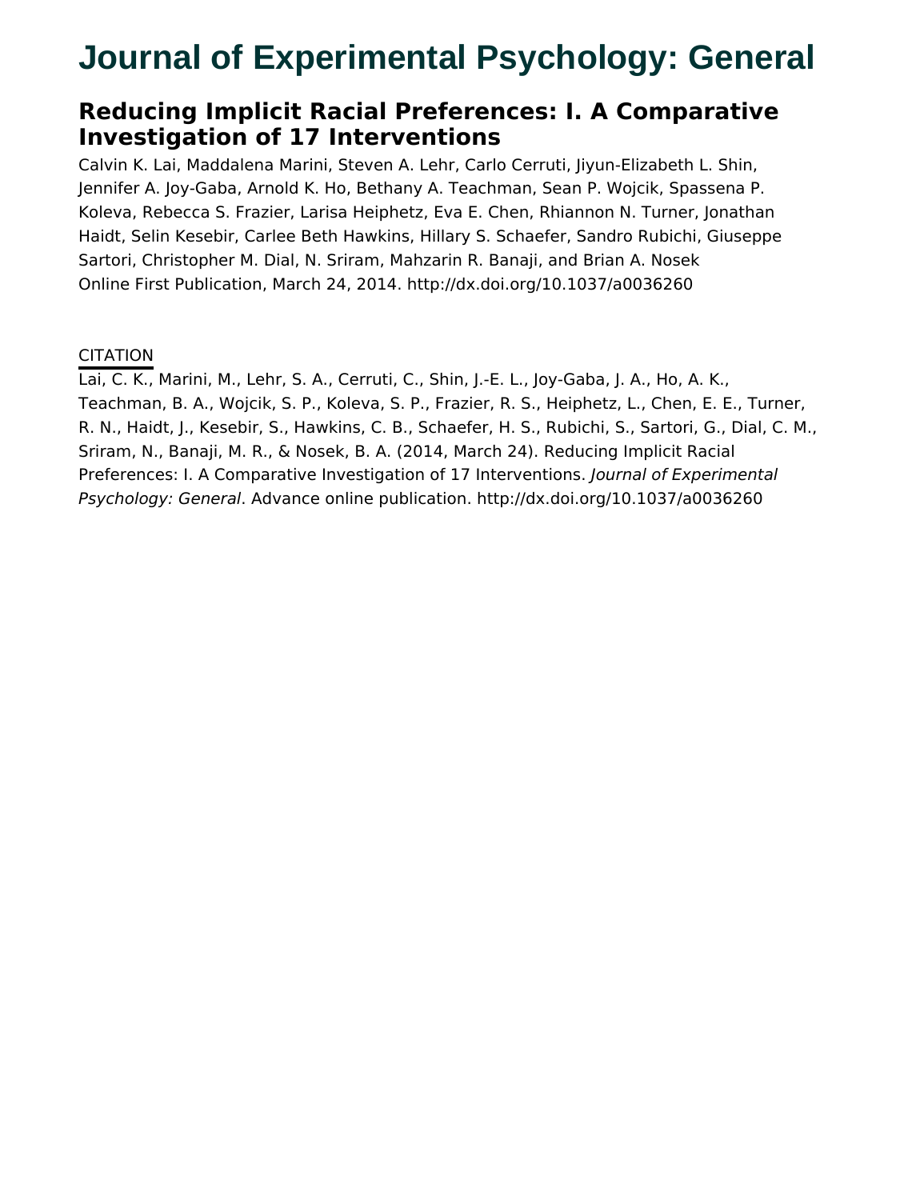# Journal of Experimental Psychology: General

## Reducing Implicit Racial Preferences: I. A Comparative Investigation of 17 Interventions

Calvin K. Lai, Maddalena Marini, Steven A. Lehr, Carlo Cerruti, Jiyun-Elizabeth L. Shin, Jennifer A. Joy-Gaba, Arnold K. Ho, Bethany A. Teachman, Sean P. Wojcik, Spassena P. Koleva, Rebecca S. Frazier, Larisa Heiphetz, Eva E. Chen, Rhiannon N. Turner, Jonathan Haidt, Selin Kesebir, Carlee Beth Hawkins, Hillary S. Schaefer, Sandro Rubichi, Giuseppe Sartori, Christopher M. Dial, N. Sriram, Mahzarin R. Banaji, and Brian A. Nosek

Online First Publication, March 24, 2014. http://dx.doi.org/10.1037/a0036260

CITATION

Lai, C. K., Marini, M., Lehr, S. A., Cerruti, C., Shin, J.-E. L., Joy-Gaba, J. A., Ho, A. K., Teachman, B. A., Wojcik, S. P., Koleva, S. P., Frazier, R. S., Heiphetz, L., Chen, E. E., Turner, R. N., Haidt, J., Kesebir, S., Hawkins, C. B., Schaefer, H. S., Rubichi, S., Sartori, G., Dial, C. M., Sriram, N., Banaji, M. R., & Nosek, B. A. (2014, March 24). Reducing Implicit Racial Preferences: I. A Comparative Investigation of 17 Interventions. *Journal of Experimental Psychology: General*. Advance online publication. http://dx.doi.org/10.1037/a0036260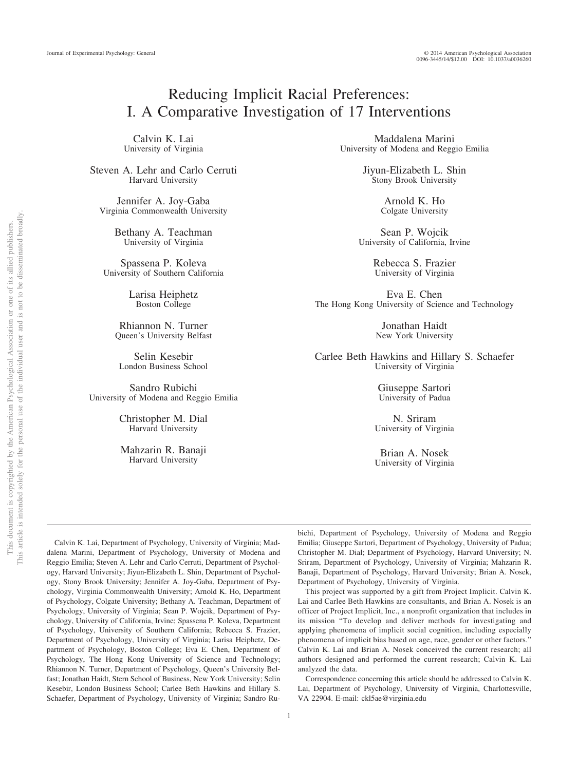# Reducing Implicit Racial Preferences: I. A Comparative Investigation of 17 Interventions

Calvin K. Lai
University of Virginia

Maddalena Marini
University of Modena and Reggio Emilia

Steven A. Lehr and Carlo Cerruti
Harvard University

Jiyun-Elizabeth L. Shin
Stony Brook University

Jennifer A. Joy-Gaba
Virginia Commonwealth University

Arnold K. Ho
Colgate University

Bethany A. Teachman
University of Virginia

Sean P. Wojcik
University of California, Irvine

Spassena P. Koleva
University of Southern California

Rebecca S. Frazier
University of Virginia

Larisa Heiphetz
Boston College

Eva E. Chen
The Hong Kong University of Science and Technology

Rhiannon N. Turner
Queen's University Belfast

Jonathan Haidt
New York University

Selin Kesebir
London Business School

Carlee Beth Hawkins and Hillary S. Schaefer
University of Virginia

Sandro Rubichi
University of Modena and Reggio Emilia

Giuseppe Sartori
University of Padua

Christopher M. Dial
Harvard University

N. Sriram
University of Virginia

Mahzarin R. Banaji
Harvard University

Brian A. Nosek
University of Virginia

---

Calvin K. Lai, Department of Psychology, University of Virginia; Maddalena Marini, Department of Psychology, University of Modena and Reggio Emilia; Steven A. Lehr and Carlo Cerruti, Department of Psychology, Harvard University; Jiyun-Elizabeth L. Shin, Department of Psychology, Stony Brook University; Jennifer A. Joy-Gaba, Department of Psychology, Virginia Commonwealth University; Arnold K. Ho, Department of Psychology, Colgate University; Bethany A. Teachman, Department of Psychology, University of Virginia; Sean P. Wojcik, Department of Psychology, University of California, Irvine; Spassena P. Koleva, Department of Psychology, University of Southern California; Rebecca S. Frazier, Department of Psychology, University of Virginia; Larisa Heiphetz, Department of Psychology, Boston College; Eva E. Chen, Department of Psychology, The Hong Kong University of Science and Technology; Rhiannon N. Turner, Department of Psychology, Queen's University Belfast; Jonathan Haidt, Stern School of Business, New York University; Selin Kesebir, London Business School; Carlee Beth Hawkins and Hillary S. Schaefer, Department of Psychology, University of Virginia; Sandro Rubichi, Department of Psychology, University of Modena and Reggio Emilia; Giuseppe Sartori, Department of Psychology, University of Padua; Christopher M. Dial; Department of Psychology, Harvard University; N. Sriram, Department of Psychology, University of Virginia; Mahzarin R. Banaji, Department of Psychology, Harvard University; Brian A. Nosek, Department of Psychology, University of Virginia.

This project was supported by a gift from Project Implicit. Calvin K. Lai and Carlee Beth Hawkins are consultants, and Brian A. Nosek is an officer of Project Implicit, Inc., a nonprofit organization that includes in its mission "To develop and deliver methods for investigating and applying phenomena of implicit social cognition, including especially phenomena of implicit bias based on age, race, gender or other factors." Calvin K. Lai and Brian A. Nosek conceived the current research; all authors designed and performed the current research; Calvin K. Lai analyzed the data.

Correspondence concerning this article should be addressed to Calvin K. Lai, Department of Psychology, University of Virginia, Charlottesville, VA 22904. E-mail: ckl5ae@virginia.edu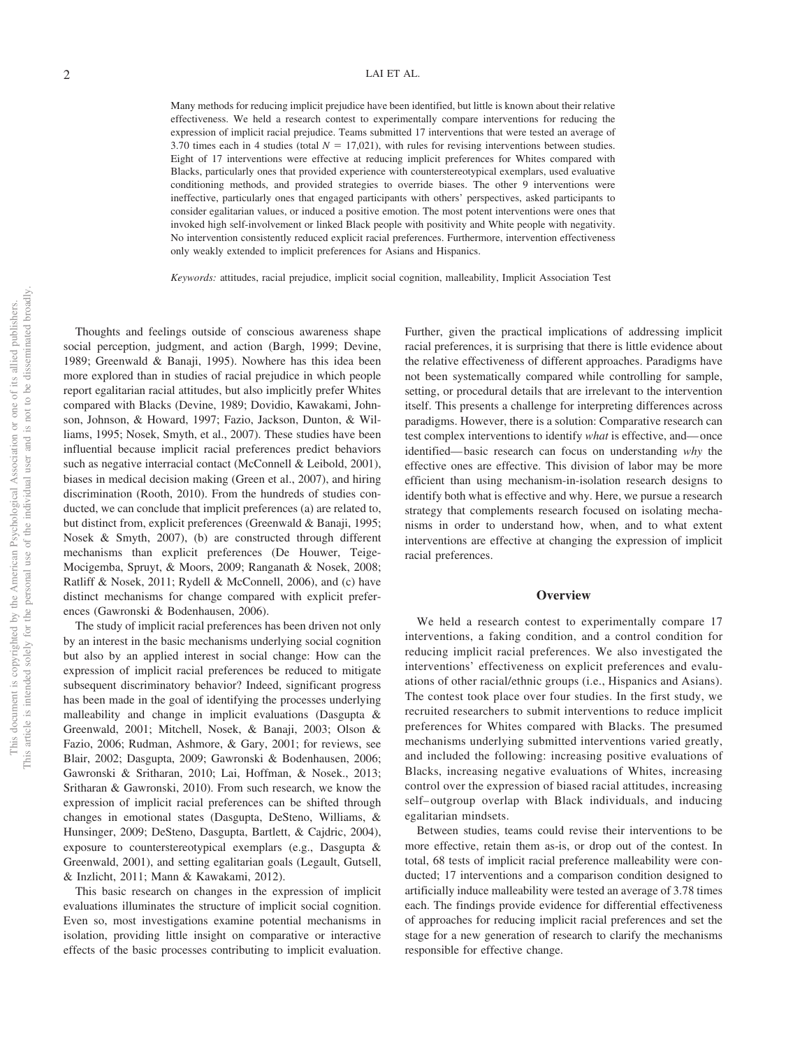Many methods for reducing implicit prejudice have been identified, but little is known about their relative effectiveness. We held a research contest to experimentally compare interventions for reducing the expression of implicit racial prejudice. Teams submitted 17 interventions that were tested an average of 3.70 times each in 4 studies (total $N = 17{,}021$), with rules for revising interventions between studies. Eight of 17 interventions were effective at reducing implicit preferences for Whites compared with Blacks, particularly ones that provided experience with counterstereotypical exemplars, used evaluative conditioning methods, and provided strategies to override biases. The other 9 interventions were ineffective, particularly ones that engaged participants with others' perspectives, asked participants to consider egalitarian values, or induced a positive emotion. The most potent interventions were ones that invoked high self-involvement or linked Black people with positivity and White people with negativity. No intervention consistently reduced explicit racial preferences. Furthermore, intervention effectiveness only weakly extended to implicit preferences for Asians and Hispanics.

*Keywords:* attitudes, racial prejudice, implicit social cognition, malleability, Implicit Association Test

Thoughts and feelings outside of conscious awareness shape social perception, judgment, and action (Bargh, 1999; Devine, 1989; Greenwald & Banaji, 1995). Nowhere has this idea been more explored than in studies of racial prejudice in which people report egalitarian racial attitudes, but also implicitly prefer Whites compared with Blacks (Devine, 1989; Dovidio, Kawakami, Johnson, Johnson, & Howard, 1997; Fazio, Jackson, Dunton, & Williams, 1995; Nosek, Smyth, et al., 2007). These studies have been influential because implicit racial preferences predict behaviors such as negative interracial contact (McConnell & Leibold, 2001), biases in medical decision making (Green et al., 2007), and hiring discrimination (Rooth, 2010). From the hundreds of studies conducted, we can conclude that implicit preferences (a) are related to, but distinct from, explicit preferences (Greenwald & Banaji, 1995; Nosek & Smyth, 2007), (b) are constructed through different mechanisms than explicit preferences (De Houwer, Teige-Mocigemba, Spruyt, & Moors, 2009; Ranganath & Nosek, 2008; Ratliff & Nosek, 2011; Rydell & McConnell, 2006), and (c) have distinct mechanisms for change compared with explicit preferences (Gawronski & Bodenhausen, 2006).

The study of implicit racial preferences has been driven not only by an interest in the basic mechanisms underlying social cognition but also by an applied interest in social change: How can the expression of implicit racial preferences be reduced to mitigate subsequent discriminatory behavior? Indeed, significant progress has been made in the goal of identifying the processes underlying malleability and change in implicit evaluations (Dasgupta & Greenwald, 2001; Mitchell, Nosek, & Banaji, 2003; Olson & Fazio, 2006; Rudman, Ashmore, & Gary, 2001; for reviews, see Blair, 2002; Dasgupta, 2009; Gawronski & Bodenhausen, 2006; Gawronski & Sritharan, 2010; Lai, Hoffman, & Nosek., 2013; Sritharan & Gawronski, 2010). From such research, we know the expression of implicit racial preferences can be shifted through changes in emotional states (Dasgupta, DeSteno, Williams, & Hunsinger, 2009; DeSteno, Dasgupta, Bartlett, & Cajdric, 2004), exposure to counterstereotypical exemplars (e.g., Dasgupta & Greenwald, 2001), and setting egalitarian goals (Legault, Gutsell, & Inzlicht, 2011; Mann & Kawakami, 2012).

This basic research on changes in the expression of implicit evaluations illuminates the structure of implicit social cognition. Even so, most investigations examine potential mechanisms in isolation, providing little insight on comparative or interactive effects of the basic processes contributing to implicit evaluation. Further, given the practical implications of addressing implicit racial preferences, it is surprising that there is little evidence about the relative effectiveness of different approaches. Paradigms have not been systematically compared while controlling for sample, setting, or procedural details that are irrelevant to the intervention itself. This presents a challenge for interpreting differences across paradigms. However, there is a solution: Comparative research can test complex interventions to identify *what* is effective, and—once identified—basic research can focus on understanding *why* the effective ones are effective. This division of labor may be more efficient than using mechanism-in-isolation research designs to identify both what is effective and why. Here, we pursue a research strategy that complements research focused on isolating mechanisms in order to understand how, when, and to what extent interventions are effective at changing the expression of implicit racial preferences.

## Overview

We held a research contest to experimentally compare 17 interventions, a faking condition, and a control condition for reducing implicit racial preferences. We also investigated the interventions' effectiveness on explicit preferences and evaluations of other racial/ethnic groups (i.e., Hispanics and Asians). The contest took place over four studies. In the first study, we recruited researchers to submit interventions to reduce implicit preferences for Whites compared with Blacks. The presumed mechanisms underlying submitted interventions varied greatly, and included the following: increasing positive evaluations of Blacks, increasing negative evaluations of Whites, increasing control over the expression of biased racial attitudes, increasing self–outgroup overlap with Black individuals, and inducing egalitarian mindsets.

Between studies, teams could revise their interventions to be more effective, retain them as-is, or drop out of the contest. In total, 68 tests of implicit racial preference malleability were conducted; 17 interventions and a comparison condition designed to artificially induce malleability were tested an average of 3.78 times each. The findings provide evidence for differential effectiveness of approaches for reducing implicit racial preferences and set the stage for a new generation of research to clarify the mechanisms responsible for effective change.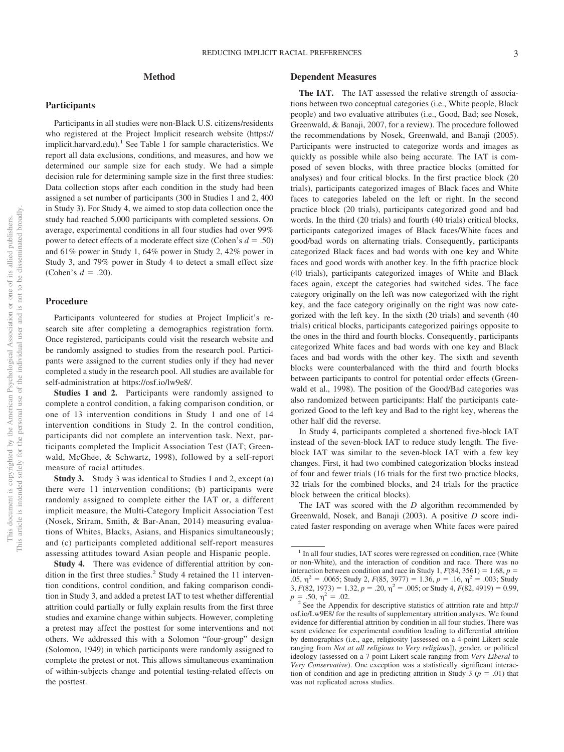## Method

### Participants

Participants in all studies were non-Black U.S. citizens/residents who registered at the Project Implicit research website (https://implicit.harvard.edu).[1] See Table 1 for sample characteristics. We report all data exclusions, conditions, and measures, and how we determined our sample size for each study. We had a simple decision rule for determining sample size in the first three studies: Data collection stops after each condition in the study had been assigned a set number of participants (300 in Studies 1 and 2, 400 in Study 3). For Study 4, we aimed to stop data collection once the study had reached 5,000 participants with completed sessions. On average, experimental conditions in all four studies had over 99% power to detect effects of a moderate effect size (Cohen's $d = .50$) and 61% power in Study 1, 64% power in Study 2, 42% power in Study 3, and 79% power in Study 4 to detect a small effect size (Cohen's $d = .20$).

### Procedure

Participants volunteered for studies at Project Implicit's research site after completing a demographics registration form. Once registered, participants could visit the research website and be randomly assigned to studies from the research pool. Participants were assigned to the current studies only if they had never completed a study in the research pool. All studies are available for self-administration at https://osf.io/lw9e8/.

**Studies 1 and 2.** Participants were randomly assigned to complete a control condition, a faking comparison condition, or one of 13 intervention conditions in Study 1 and one of 14 intervention conditions in Study 2. In the control condition, participants did not complete an intervention task. Next, participants completed the Implicit Association Test (IAT; Greenwald, McGhee, & Schwartz, 1998), followed by a self-report measure of racial attitudes.

**Study 3.** Study 3 was identical to Studies 1 and 2, except (a) there were 11 intervention conditions; (b) participants were randomly assigned to complete either the IAT or, a different implicit measure, the Multi-Category Implicit Association Test (Nosek, Sriram, Smith, & Bar-Anan, 2014) measuring evaluations of Whites, Blacks, Asians, and Hispanics simultaneously; and (c) participants completed additional self-report measures assessing attitudes toward Asian people and Hispanic people.

**Study 4.** There was evidence of differential attrition by condition in the first three studies.[2] Study 4 retained the 11 intervention conditions, control condition, and faking comparison condition in Study 3, and added a pretest IAT to test whether differential attrition could partially or fully explain results from the first three studies and examine change within subjects. However, completing a pretest may affect the posttest for some interventions and not others. We addressed this with a Solomon "four-group" design (Solomon, 1949) in which participants were randomly assigned to complete the pretest or not. This allows simultaneous examination of within-subjects change and potential testing-related effects on the posttest.

### Dependent Measures

**The IAT.** The IAT assessed the relative strength of associations between two conceptual categories (i.e., White people, Black people) and two evaluative attributes (i.e., Good, Bad; see Nosek, Greenwald, & Banaji, 2007, for a review). The procedure followed the recommendations by Nosek, Greenwald, and Banaji (2005). Participants were instructed to categorize words and images as quickly as possible while also being accurate. The IAT is composed of seven blocks, with three practice blocks (omitted for analyses) and four critical blocks. In the first practice block (20 trials), participants categorized images of Black faces and White faces to categories labeled on the left or right. In the second practice block (20 trials), participants categorized good and bad words. In the third (20 trials) and fourth (40 trials) critical blocks, participants categorized images of Black faces/White faces and good/bad words on alternating trials. Consequently, participants categorized Black faces and bad words with one key and White faces and good words with another key. In the fifth practice block (40 trials), participants categorized images of White and Black faces again, except the categories had switched sides. The face category originally on the left was now categorized with the right key, and the face category originally on the right was now categorized with the left key. In the sixth (20 trials) and seventh (40 trials) critical blocks, participants categorized pairings opposite to the ones in the third and fourth blocks. Consequently, participants categorized White faces and bad words with one key and Black faces and bad words with the other key. The sixth and seventh blocks were counterbalanced with the third and fourth blocks between participants to control for potential order effects (Greenwald et al., 1998). The position of the Good/Bad categories was also randomized between participants: Half the participants categorized Good to the left key and Bad to the right key, whereas the other half did the reverse.

In Study 4, participants completed a shortened five-block IAT instead of the seven-block IAT to reduce study length. The five-block IAT was similar to the seven-block IAT with a few key changes. First, it had two combined categorization blocks instead of four and fewer trials (16 trials for the first two practice blocks, 32 trials for the combined blocks, and 24 trials for the practice block between the critical blocks).

The IAT was scored with the *D* algorithm recommended by Greenwald, Nosek, and Banaji (2003). A positive *D* score indicated faster responding on average when White faces were paired

---

[1] In all four studies, IAT scores were regressed on condition, race (White or non-White), and the interaction of condition and race. There was no interaction between condition and race in Study 1, $F(84, 3561) = 1.68$, $p = .05$, $\eta^2 = .0065$; Study 2, $F(85, 3977) = 1.36$, $p = .16$, $\eta^2 = .003$; Study 3, $F(82, 1973) = 1.32$, $p = .20$, $\eta^2 = .005$; or Study 4, $F(82, 4919) = 0.99$, $p = .50$, $\eta^2 = .02$.

[2] See the Appendix for descriptive statistics of attrition rate and http://osf.io/Lw9E8/ for the results of supplementary attrition analyses. We found evidence for differential attrition by condition in all four studies. There was scant evidence for experimental condition leading to differential attrition by demographics (i.e., age, religiosity [assessed on a 4-point Likert scale ranging from *Not at all religious* to *Very religious*]), gender, or political ideology (assessed on a 7-point Likert scale ranging from *Very Liberal* to *Very Conservative*). One exception was a statistically significant interaction of condition and age in predicting attrition in Study 3 ($p = .01$) that was not replicated across studies.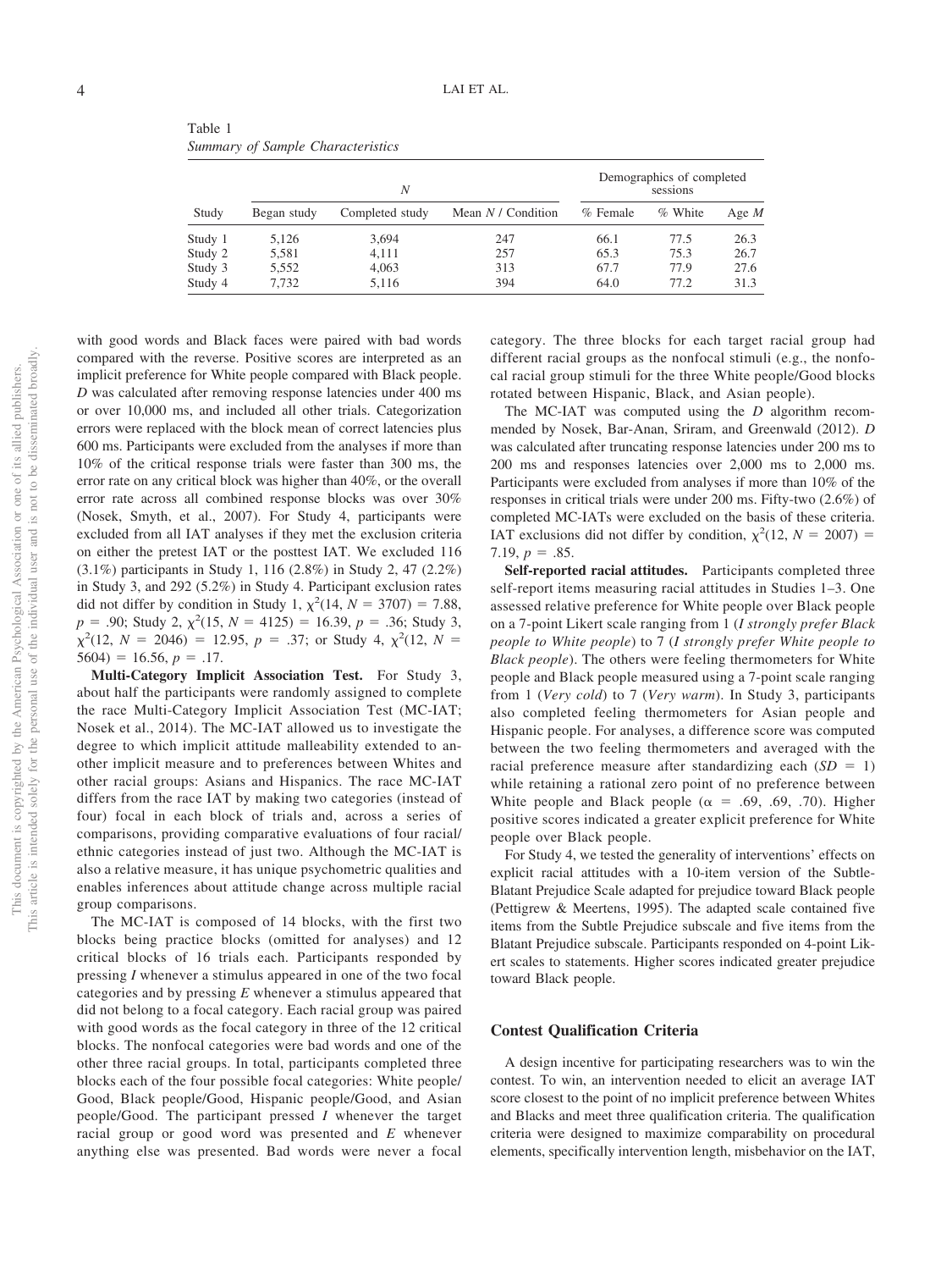Table 1
*Summary of Sample Characteristics*

| Study | *N* | | | Demographics of completed sessions | | |
|---|---|---|---|---|---|---|
| | Began study | Completed study | Mean *N* / Condition | % Female | % White | Age *M* |
| Study 1 | 5,126 | 3,694 | 247 | 66.1 | 77.5 | 26.3 |
| Study 2 | 5,581 | 4,111 | 257 | 65.3 | 75.3 | 26.7 |
| Study 3 | 5,552 | 4,063 | 313 | 67.7 | 77.9 | 27.6 |
| Study 4 | 7,732 | 5,116 | 394 | 64.0 | 77.2 | 31.3 |

with good words and Black faces were paired with bad words compared with the reverse. Positive scores are interpreted as an implicit preference for White people compared with Black people. *D* was calculated after removing response latencies under 400 ms or over 10,000 ms, and included all other trials. Categorization errors were replaced with the block mean of correct latencies plus 600 ms. Participants were excluded from the analyses if more than 10% of the critical response trials were faster than 300 ms, the error rate on any critical block was higher than 40%, or the overall error rate across all combined response blocks was over 30% (Nosek, Smyth, et al., 2007). For Study 4, participants were excluded from all IAT analyses if they met the exclusion criteria on either the pretest IAT or the posttest IAT. We excluded 116 (3.1%) participants in Study 1, 116 (2.8%) in Study 2, 47 (2.2%) in Study 3, and 292 (5.2%) in Study 4. Participant exclusion rates did not differ by condition in Study 1, $\chi^2(14, N = 3707) = 7.88$, $p = .90$; Study 2, $\chi^2(15, N = 4125) = 16.39$, $p = .36$; Study 3, $\chi^2(12, N = 2046) = 12.95$, $p = .37$; or Study 4, $\chi^2(12, N = 5604) = 16.56$, $p = .17$.

**Multi-Category Implicit Association Test.** For Study 3, about half the participants were randomly assigned to complete the race Multi-Category Implicit Association Test (MC-IAT; Nosek et al., 2014). The MC-IAT allowed us to investigate the degree to which implicit attitude malleability extended to another implicit measure and to preferences between Whites and other racial groups: Asians and Hispanics. The race MC-IAT differs from the race IAT by making two categories (instead of four) focal in each block of trials and, across a series of comparisons, providing comparative evaluations of four racial/ethnic categories instead of just two. Although the MC-IAT is also a relative measure, it has unique psychometric qualities and enables inferences about attitude change across multiple racial group comparisons.

The MC-IAT is composed of 14 blocks, with the first two blocks being practice blocks (omitted for analyses) and 12 critical blocks of 16 trials each. Participants responded by pressing *I* whenever a stimulus appeared in one of the two focal categories and by pressing *E* whenever a stimulus appeared that did not belong to a focal category. Each racial group was paired with good words as the focal category in three of the 12 critical blocks. The nonfocal categories were bad words and one of the other three racial groups. In total, participants completed three blocks each of the four possible focal categories: White people/Good, Black people/Good, Hispanic people/Good, and Asian people/Good. The participant pressed *I* whenever the target racial group or good word was presented and *E* whenever anything else was presented. Bad words were never a focal category. The three blocks for each target racial group had different racial groups as the nonfocal stimuli (e.g., the nonfocal racial group stimuli for the three White people/Good blocks rotated between Hispanic, Black, and Asian people).

The MC-IAT was computed using the *D* algorithm recommended by Nosek, Bar-Anan, Sriram, and Greenwald (2012). *D* was calculated after truncating response latencies under 200 ms to 200 ms and responses latencies over 2,000 ms to 2,000 ms. Participants were excluded from analyses if more than 10% of the responses in critical trials were under 200 ms. Fifty-two (2.6%) of completed MC-IATs were excluded on the basis of these criteria. IAT exclusions did not differ by condition, $\chi^2(12, N = 2007) = 7.19$, $p = .85$.

**Self-reported racial attitudes.** Participants completed three self-report items measuring racial attitudes in Studies 1–3. One assessed relative preference for White people over Black people on a 7-point Likert scale ranging from 1 (*I strongly prefer Black people to White people*) to 7 (*I strongly prefer White people to Black people*). The others were feeling thermometers for White people and Black people measured using a 7-point scale ranging from 1 (*Very cold*) to 7 (*Very warm*). In Study 3, participants also completed feeling thermometers for Asian people and Hispanic people. For analyses, a difference score was computed between the two feeling thermometers and averaged with the racial preference measure after standardizing each ($SD = 1$) while retaining a rational zero point of no preference between White people and Black people ($\alpha = .69, .69, .70$). Higher positive scores indicated a greater explicit preference for White people over Black people.

For Study 4, we tested the generality of interventions' effects on explicit racial attitudes with a 10-item version of the Subtle-Blatant Prejudice Scale adapted for prejudice toward Black people (Pettigrew & Meertens, 1995). The adapted scale contained five items from the Subtle Prejudice subscale and five items from the Blatant Prejudice subscale. Participants responded on 4-point Likert scales to statements. Higher scores indicated greater prejudice toward Black people.

## Contest Qualification Criteria

A design incentive for participating researchers was to win the contest. To win, an intervention needed to elicit an average IAT score closest to the point of no implicit preference between Whites and Blacks and meet three qualification criteria. The qualification criteria were designed to maximize comparability on procedural elements, specifically intervention length, misbehavior on the IAT,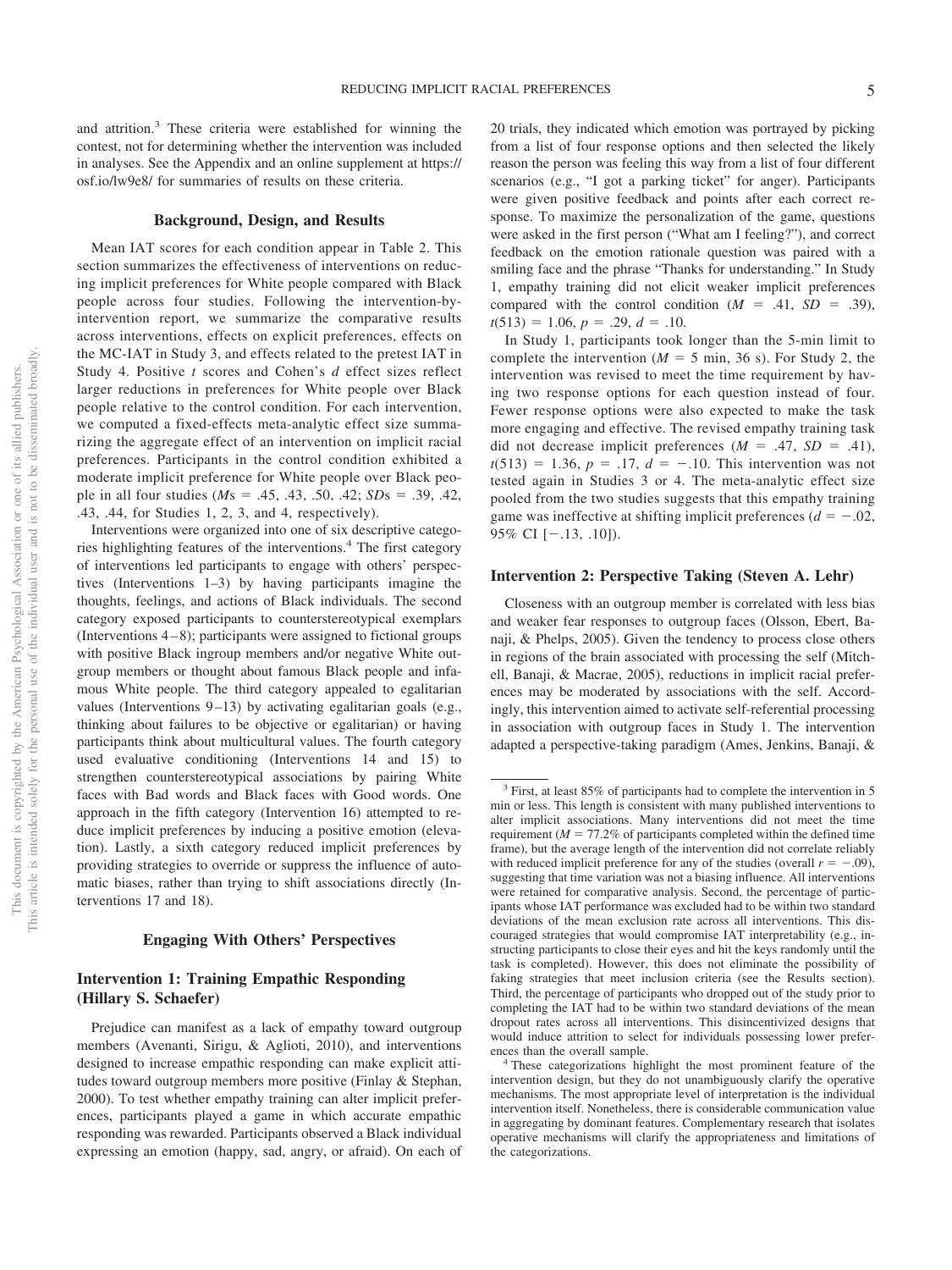and attrition.[3] These criteria were established for winning the contest, not for determining whether the intervention was included in analyses. See the Appendix and an online supplement at https://osf.io/lw9e8/ for summaries of results on these criteria.

### Background, Design, and Results

Mean IAT scores for each condition appear in Table 2. This section summarizes the effectiveness of interventions on reducing implicit preferences for White people compared with Black people across four studies. Following the intervention-by-intervention report, we summarize the comparative results across interventions, effects on explicit preferences, effects on the MC-IAT in Study 3, and effects related to the pretest IAT in Study 4. Positive *t* scores and Cohen's *d* effect sizes reflect larger reductions in preferences for White people over Black people relative to the control condition. For each intervention, we computed a fixed-effects meta-analytic effect size summarizing the aggregate effect of an intervention on implicit racial preferences. Participants in the control condition exhibited a moderate implicit preference for White people over Black people in all four studies (*M*s = .45, .43, .50, .42; *SD*s = .39, .42, .43, .44, for Studies 1, 2, 3, and 4, respectively).

Interventions were organized into one of six descriptive categories highlighting features of the interventions.[4] The first category of interventions led participants to engage with others' perspectives (Interventions 1–3) by having participants imagine the thoughts, feelings, and actions of Black individuals. The second category exposed participants to counterstereotypical exemplars (Interventions 4–8); participants were assigned to fictional groups with positive Black ingroup members and/or negative White outgroup members or thought about famous Black people and infamous White people. The third category appealed to egalitarian values (Interventions 9–13) by activating egalitarian goals (e.g., thinking about failures to be objective or egalitarian) or having participants think about multicultural values. The fourth category used evaluative conditioning (Interventions 14 and 15) to strengthen counterstereotypical associations by pairing White faces with Bad words and Black faces with Good words. One approach in the fifth category (Intervention 16) attempted to reduce implicit preferences by inducing a positive emotion (elevation). Lastly, a sixth category reduced implicit preferences by providing strategies to override or suppress the influence of automatic biases, rather than trying to shift associations directly (Interventions 17 and 18).

### Engaging With Others' Perspectives

#### Intervention 1: Training Empathic Responding (Hillary S. Schaefer)

Prejudice can manifest as a lack of empathy toward outgroup members (Avenanti, Sirigu, & Aglioti, 2010), and interventions designed to increase empathic responding can make explicit attitudes toward outgroup members more positive (Finlay & Stephan, 2000). To test whether empathy training can alter implicit preferences, participants played a game in which accurate empathic responding was rewarded. Participants observed a Black individual expressing an emotion (happy, sad, angry, or afraid). On each of 20 trials, they indicated which emotion was portrayed by picking from a list of four response options and then selected the likely reason the person was feeling this way from a list of four different scenarios (e.g., "I got a parking ticket" for anger). Participants were given positive feedback and points after each correct response. To maximize the personalization of the game, questions were asked in the first person ("What am I feeling?"), and correct feedback on the emotion rationale question was paired with a smiling face and the phrase "Thanks for understanding." In Study 1, empathy training did not elicit weaker implicit preferences compared with the control condition ($M$ = .41, $SD$ = .39), $t(513) = 1.06$, $p = .29$, $d = .10$.

In Study 1, participants took longer than the 5-min limit to complete the intervention ($M$ = 5 min, 36 s). For Study 2, the intervention was revised to meet the time requirement by having two response options for each question instead of four. Fewer response options were also expected to make the task more engaging and effective. The revised empathy training task did not decrease implicit preferences ($M$ = .47, $SD$ = .41), $t(513) = 1.36$, $p = .17$, $d = -.10$. This intervention was not tested again in Studies 3 or 4. The meta-analytic effect size pooled from the two studies suggests that this empathy training game was ineffective at shifting implicit preferences ($d = -.02$, 95% CI [−.13, .10]).

#### Intervention 2: Perspective Taking (Steven A. Lehr)

Closeness with an outgroup member is correlated with less bias and weaker fear responses to outgroup faces (Olsson, Ebert, Banaji, & Phelps, 2005). Given the tendency to process close others in regions of the brain associated with processing the self (Mitchell, Banaji, & Macrae, 2005), reductions in implicit racial preferences may be moderated by associations with the self. Accordingly, this intervention aimed to activate self-referential processing in association with outgroup faces in Study 1. The intervention adapted a perspective-taking paradigm (Ames, Jenkins, Banaji, &

---

[3] First, at least 85% of participants had to complete the intervention in 5 min or less. This length is consistent with many published interventions to alter implicit associations. Many interventions did not meet the time requirement ($M$ = 77.2% of participants completed within the defined time frame), but the average length of the intervention did not correlate reliably with reduced implicit preference for any of the studies (overall $r = -.09$), suggesting that time variation was not a biasing influence. All interventions were retained for comparative analysis. Second, the percentage of participants whose IAT performance was excluded had to be within two standard deviations of the mean exclusion rate across all interventions. This discouraged strategies that would compromise IAT interpretability (e.g., instructing participants to close their eyes and hit the keys randomly until the task is completed). However, this does not eliminate the possibility of faking strategies that meet inclusion criteria (see the Results section). Third, the percentage of participants who dropped out of the study prior to completing the IAT had to be within two standard deviations of the mean dropout rates across all interventions. This disincentivized designs that would induce attrition to select for individuals possessing lower preferences than the overall sample.

[4] These categorizations highlight the most prominent feature of the intervention design, but they do not unambiguously clarify the operative mechanisms. The most appropriate level of interpretation is the individual intervention itself. Nonetheless, there is considerable communication value in aggregating by dominant features. Complementary research that isolates operative mechanisms will clarify the appropriateness and limitations of the categorizations.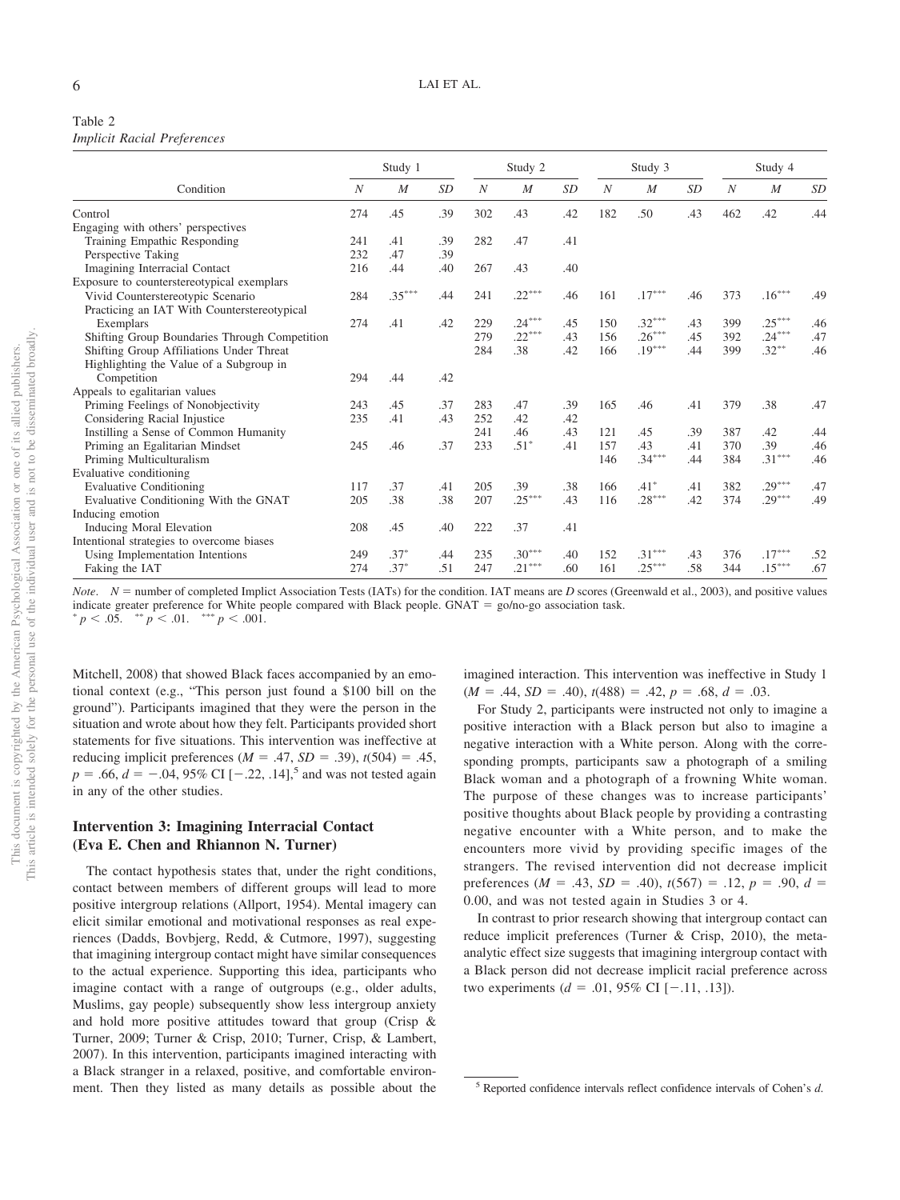Table 2
*Implicit Racial Preferences*

| Condition | Study 1 | | | Study 2 | | | Study 3 | | | Study 4 | | |
|---|---|---|---|---|---|---|---|---|---|---|---|---|
| | *N* | *M* | *SD* | *N* | *M* | *SD* | *N* | *M* | *SD* | *N* | *M* | *SD* |
| Control | 274 | .45 | .39 | 302 | .43 | .42 | 182 | .50 | .43 | 462 | .42 | .44 |
| Engaging with others' perspectives | | | | | | | | | | | | |
| Training Empathic Responding | 241 | .41 | .39 | 282 | .47 | .41 | | | | | | |
| Perspective Taking | 232 | .47 | .39 | | | | | | | | | |
| Imagining Interracial Contact | 216 | .44 | .40 | 267 | .43 | .40 | | | | | | |
| Exposure to counterstereotypical exemplars | | | | | | | | | | | | |
| Vivid Counterstereotypic Scenario | 284 | .35*** | .44 | 241 | .22*** | .46 | 161 | .17*** | .46 | 373 | .16*** | .49 |
| Practicing an IAT With Counterstereotypical Exemplars | 274 | .41 | .42 | 229 | .24*** | .45 | 150 | .32*** | .43 | 399 | .25*** | .46 |
| Shifting Group Boundaries Through Competition | | | | 279 | .22*** | .43 | 156 | .26*** | .45 | 392 | .24*** | .47 |
| Shifting Group Affiliations Under Threat | | | | 284 | .38 | .42 | 166 | .19*** | .44 | 399 | .32** | .46 |
| Highlighting the Value of a Subgroup in Competition | 294 | .44 | .42 | | | | | | | | | |
| Appeals to egalitarian values | | | | | | | | | | | | |
| Priming Feelings of Nonobjectivity | 243 | .45 | .37 | 283 | .47 | .39 | 165 | .46 | .41 | 379 | .38 | .47 |
| Considering Racial Injustice | 235 | .41 | .43 | 252 | .42 | .42 | | | | | | |
| Instilling a Sense of Common Humanity | | | | 241 | .46 | .43 | 121 | .45 | .39 | 387 | .42 | .44 |
| Priming an Egalitarian Mindset | 245 | .46 | .37 | 233 | .51* | .41 | 157 | .43 | .41 | 370 | .39 | .46 |
| Priming Multiculturalism | | | | | | | 146 | .34*** | .44 | 384 | .31*** | .46 |
| Evaluative conditioning | | | | | | | | | | | | |
| Evaluative Conditioning | 117 | .37 | .41 | 205 | .39 | .38 | 166 | .41* | .41 | 382 | .29*** | .47 |
| Evaluative Conditioning With the GNAT | 205 | .38 | .38 | 207 | .25*** | .43 | 116 | .28*** | .42 | 374 | .29*** | .49 |
| Inducing emotion | | | | | | | | | | | | |
| Inducing Moral Elevation | 208 | .45 | .40 | 222 | .37 | .41 | | | | | | |
| Intentional strategies to overcome biases | | | | | | | | | | | | |
| Using Implementation Intentions | 249 | .37* | .44 | 235 | .30*** | .40 | 152 | .31*** | .43 | 376 | .17*** | .52 |
| Faking the IAT | 274 | .37* | .51 | 247 | .21*** | .60 | 161 | .25*** | .58 | 344 | .15*** | .67 |

*Note*. *N* = number of completed Implicit Association Tests (IATs) for the condition. IAT means are *D* scores (Greenwald et al., 2003), and positive values indicate greater preference for White people compared with Black people. GNAT = go/no-go association task.
* $p < .05$. ** $p < .01$. *** $p < .001$.

Mitchell, 2008) that showed Black faces accompanied by an emotional context (e.g., "This person just found a $100 bill on the ground"). Participants imagined that they were the person in the situation and wrote about how they felt. Participants provided short statements for five situations. This intervention was ineffective at reducing implicit preferences ($M = .47$, $SD = .39$), $t(504) = .45$, $p = .66$, $d = -.04$, 95% CI [−.22, .14],[5] and was not tested again in any of the other studies.

### Intervention 3: Imagining Interracial Contact (Eva E. Chen and Rhiannon N. Turner)

The contact hypothesis states that, under the right conditions, contact between members of different groups will lead to more positive intergroup relations (Allport, 1954). Mental imagery can elicit similar emotional and motivational responses as real experiences (Dadds, Bovbjerg, Redd, & Cutmore, 1997), suggesting that imagining intergroup contact might have similar consequences to the actual experience. Supporting this idea, participants who imagine contact with a range of outgroups (e.g., older adults, Muslims, gay people) subsequently show less intergroup anxiety and hold more positive attitudes toward that group (Crisp & Turner, 2009; Turner & Crisp, 2010; Turner, Crisp, & Lambert, 2007). In this intervention, participants imagined interacting with a Black stranger in a relaxed, positive, and comfortable environment. Then they listed as many details as possible about the imagined interaction. This intervention was ineffective in Study 1 ($M = .44$, $SD = .40$), $t(488) = .42$, $p = .68$, $d = .03$.

For Study 2, participants were instructed not only to imagine a positive interaction with a Black person but also to imagine a negative interaction with a White person. Along with the corresponding prompts, participants saw a photograph of a smiling Black woman and a photograph of a frowning White woman. The purpose of these changes was to increase participants' positive thoughts about Black people by providing a contrasting negative encounter with a White person, and to make the encounters more vivid by providing specific images of the strangers. The revised intervention did not decrease implicit preferences ($M = .43$, $SD = .40$), $t(567) = .12$, $p = .90$, $d = 0.00$, and was not tested again in Studies 3 or 4.

In contrast to prior research showing that intergroup contact can reduce implicit preferences (Turner & Crisp, 2010), the meta-analytic effect size suggests that imagining intergroup contact with a Black person did not decrease implicit racial preference across two experiments ($d = .01$, 95% CI [−.11, .13]).

[5] Reported confidence intervals reflect confidence intervals of Cohen's *d*.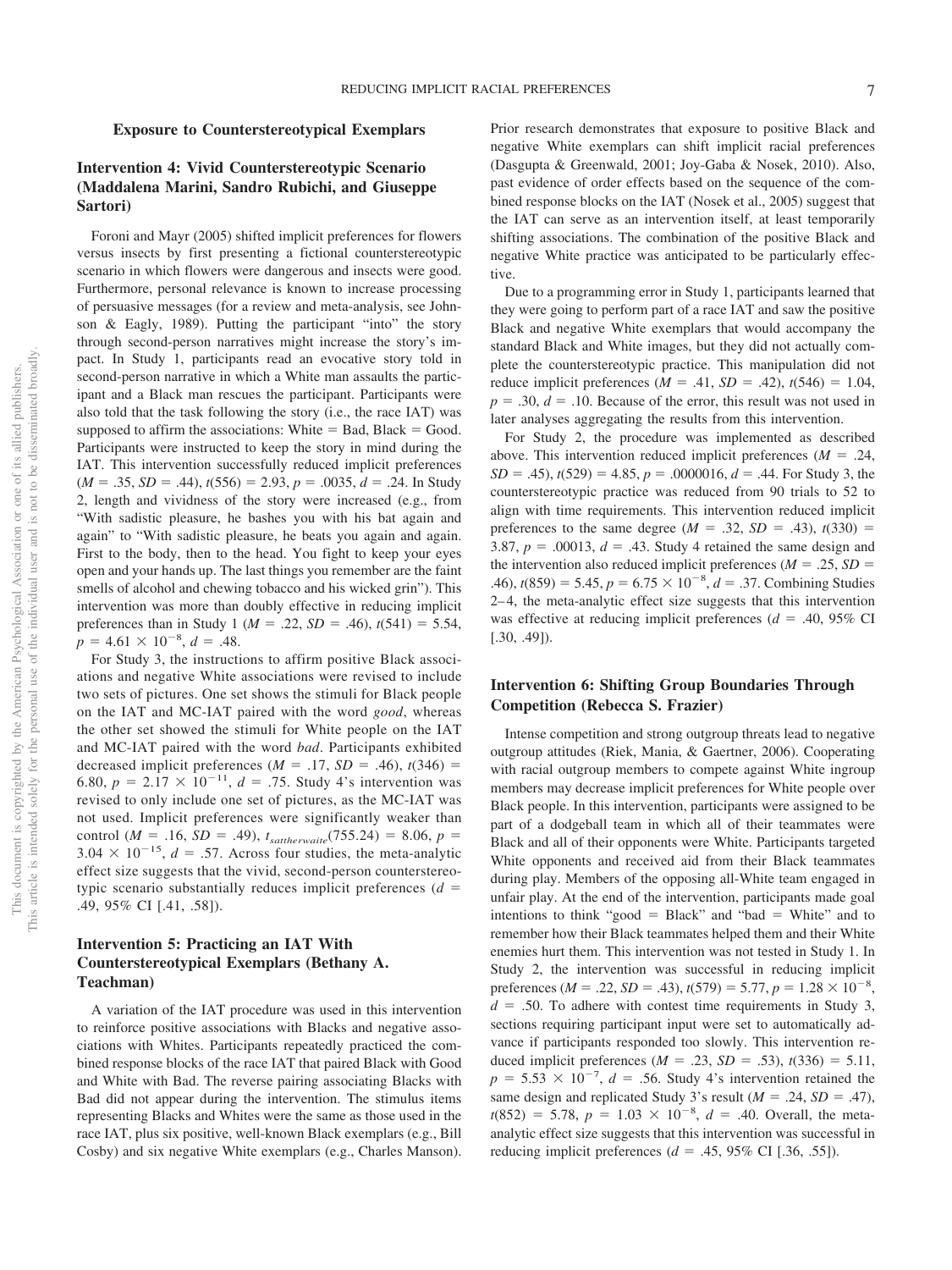## Exposure to Counterstereotypical Exemplars

### Intervention 4: Vivid Counterstereotypic Scenario (Maddalena Marini, Sandro Rubichi, and Giuseppe Sartori)

Foroni and Mayr (2005) shifted implicit preferences for flowers versus insects by first presenting a fictional counterstereotypic scenario in which flowers were dangerous and insects were good. Furthermore, personal relevance is known to increase processing of persuasive messages (for a review and meta-analysis, see Johnson & Eagly, 1989). Putting the participant "into" the story through second-person narratives might increase the story's impact. In Study 1, participants read an evocative story told in second-person narrative in which a White man assaults the participant and a Black man rescues the participant. Participants were also told that the task following the story (i.e., the race IAT) was supposed to affirm the associations: White = Bad, Black = Good. Participants were instructed to keep the story in mind during the IAT. This intervention successfully reduced implicit preferences ($M = .35$, $SD = .44$), $t(556) = 2.93$, $p = .0035$, $d = .24$. In Study 2, length and vividness of the story were increased (e.g., from "With sadistic pleasure, he bashes you with his bat again and again" to "With sadistic pleasure, he beats you again and again. First to the body, then to the head. You fight to keep your eyes open and your hands up. The last things you remember are the faint smells of alcohol and chewing tobacco and his wicked grin"). This intervention was more than doubly effective in reducing implicit preferences than in Study 1 ($M = .22$, $SD = .46$), $t(541) = 5.54$, $p = 4.61 \times 10^{-8}$, $d = .48$.

For Study 3, the instructions to affirm positive Black associations and negative White associations were revised to include two sets of pictures. One set shows the stimuli for Black people on the IAT and MC-IAT paired with the word *good*, whereas the other set showed the stimuli for White people on the IAT and MC-IAT paired with the word *bad*. Participants exhibited decreased implicit preferences ($M = .17$, $SD = .46$), $t(346) = 6.80$, $p = 2.17 \times 10^{-11}$, $d = .75$. Study 4's intervention was revised to only include one set of pictures, as the MC-IAT was not used. Implicit preferences were significantly weaker than control ($M = .16$, $SD = .49$), $t_{sattherwaite}(755.24) = 8.06$, $p = 3.04 \times 10^{-15}$, $d = .57$. Across four studies, the meta-analytic effect size suggests that the vivid, second-person counterstereotypic scenario substantially reduces implicit preferences ($d = .49$, 95% CI [.41, .58]).

### Intervention 5: Practicing an IAT With Counterstereotypical Exemplars (Bethany A. Teachman)

A variation of the IAT procedure was used in this intervention to reinforce positive associations with Blacks and negative associations with Whites. Participants repeatedly practiced the combined response blocks of the race IAT that paired Black with Good and White with Bad. The reverse pairing associating Blacks with Bad did not appear during the intervention. The stimulus items representing Blacks and Whites were the same as those used in the race IAT, plus six positive, well-known Black exemplars (e.g., Bill Cosby) and six negative White exemplars (e.g., Charles Manson). Prior research demonstrates that exposure to positive Black and negative White exemplars can shift implicit racial preferences (Dasgupta & Greenwald, 2001; Joy-Gaba & Nosek, 2010). Also, past evidence of order effects based on the sequence of the combined response blocks on the IAT (Nosek et al., 2005) suggest that the IAT can serve as an intervention itself, at least temporarily shifting associations. The combination of the positive Black and negative White practice was anticipated to be particularly effective.

Due to a programming error in Study 1, participants learned that they were going to perform part of a race IAT and saw the positive Black and negative White exemplars that would accompany the standard Black and White images, but they did not actually complete the counterstereotypic practice. This manipulation did not reduce implicit preferences ($M = .41$, $SD = .42$), $t(546) = 1.04$, $p = .30$, $d = .10$. Because of the error, this result was not used in later analyses aggregating the results from this intervention.

For Study 2, the procedure was implemented as described above. This intervention reduced implicit preferences ($M = .24$, $SD = .45$), $t(529) = 4.85$, $p = .0000016$, $d = .44$. For Study 3, the counterstereotypic practice was reduced from 90 trials to 52 to align with time requirements. This intervention reduced implicit preferences to the same degree ($M = .32$, $SD = .43$), $t(330) = 3.87$, $p = .00013$, $d = .43$. Study 4 retained the same design and the intervention also reduced implicit preferences ($M = .25$, $SD = .46$), $t(859) = 5.45$, $p = 6.75 \times 10^{-8}$, $d = .37$. Combining Studies 2–4, the meta-analytic effect size suggests that this intervention was effective at reducing implicit preferences ($d = .40$, 95% CI [.30, .49]).

### Intervention 6: Shifting Group Boundaries Through Competition (Rebecca S. Frazier)

Intense competition and strong outgroup threats lead to negative outgroup attitudes (Riek, Mania, & Gaertner, 2006). Cooperating with racial outgroup members to compete against White ingroup members may decrease implicit preferences for White people over Black people. In this intervention, participants were assigned to be part of a dodgeball team in which all of their teammates were Black and all of their opponents were White. Participants targeted White opponents and received aid from their Black teammates during play. Members of the opposing all-White team engaged in unfair play. At the end of the intervention, participants made goal intentions to think "good = Black" and "bad = White" and to remember how their Black teammates helped them and their White enemies hurt them. This intervention was not tested in Study 1. In Study 2, the intervention was successful in reducing implicit preferences ($M = .22$, $SD = .43$), $t(579) = 5.77$, $p = 1.28 \times 10^{-8}$, $d = .50$. To adhere with contest time requirements in Study 3, sections requiring participant input were set to automatically advance if participants responded too slowly. This intervention reduced implicit preferences ($M = .23$, $SD = .53$), $t(336) = 5.11$, $p = 5.53 \times 10^{-7}$, $d = .56$. Study 4's intervention retained the same design and replicated Study 3's result ($M = .24$, $SD = .47$), $t(852) = 5.78$, $p = 1.03 \times 10^{-8}$, $d = .40$. Overall, the meta-analytic effect size suggests that this intervention was successful in reducing implicit preferences ($d = .45$, 95% CI [.36, .55]).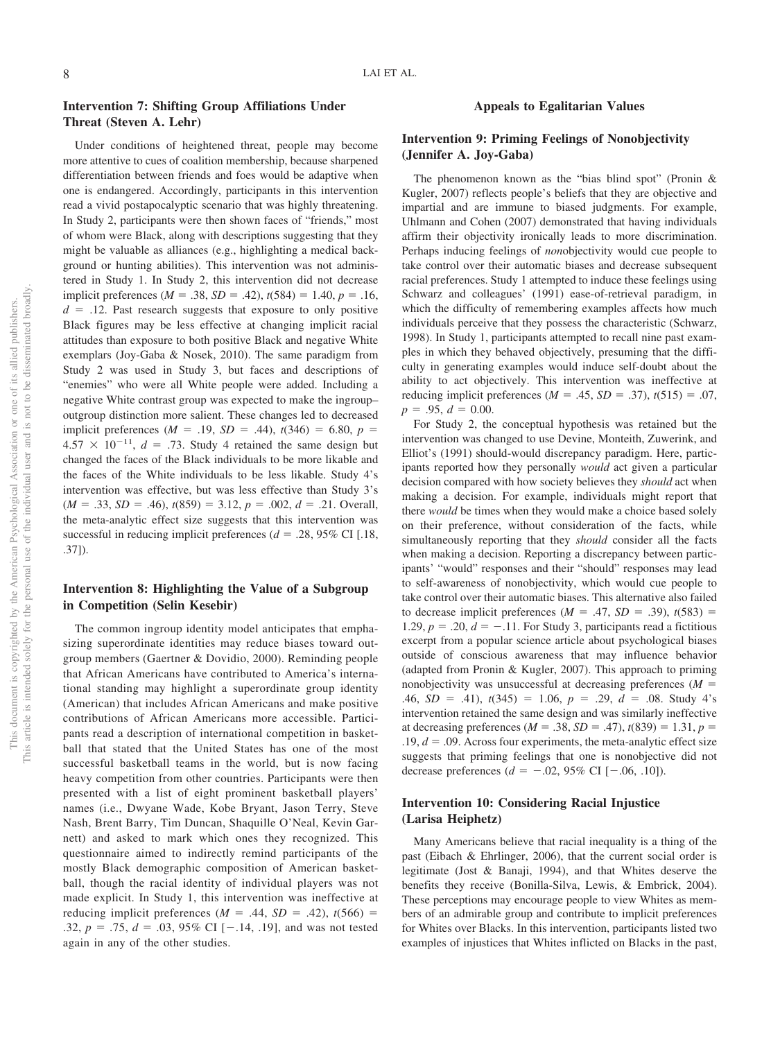## Intervention 7: Shifting Group Affiliations Under Threat (Steven A. Lehr)

Under conditions of heightened threat, people may become more attentive to cues of coalition membership, because sharpened differentiation between friends and foes would be adaptive when one is endangered. Accordingly, participants in this intervention read a vivid postapocalyptic scenario that was highly threatening. In Study 2, participants were then shown faces of "friends," most of whom were Black, along with descriptions suggesting that they might be valuable as alliances (e.g., highlighting a medical background or hunting abilities). This intervention was not administered in Study 1. In Study 2, this intervention did not decrease implicit preferences ($M = .38$, $SD = .42$), $t(584) = 1.40$, $p = .16$, $d = .12$. Past research suggests that exposure to only positive Black figures may be less effective at changing implicit racial attitudes than exposure to both positive Black and negative White exemplars (Joy-Gaba & Nosek, 2010). The same paradigm from Study 2 was used in Study 3, but faces and descriptions of "enemies" who were all White people were added. Including a negative White contrast group was expected to make the ingroup–outgroup distinction more salient. These changes led to decreased implicit preferences ($M = .19$, $SD = .44$), $t(346) = 6.80$, $p = 4.57 \times 10^{-11}$, $d = .73$. Study 4 retained the same design but changed the faces of the Black individuals to be more likable and the faces of the White individuals to be less likable. Study 4's intervention was effective, but was less effective than Study 3's ($M = .33$, $SD = .46$), $t(859) = 3.12$, $p = .002$, $d = .21$. Overall, the meta-analytic effect size suggests that this intervention was successful in reducing implicit preferences ($d = .28$, 95% CI [.18, .37]).

## Intervention 8: Highlighting the Value of a Subgroup in Competition (Selin Kesebir)

The common ingroup identity model anticipates that emphasizing superordinate identities may reduce biases toward outgroup members (Gaertner & Dovidio, 2000). Reminding people that African Americans have contributed to America's international standing may highlight a superordinate group identity (American) that includes African Americans and make positive contributions of African Americans more accessible. Participants read a description of international competition in basketball that stated that the United States has one of the most successful basketball teams in the world, but is now facing heavy competition from other countries. Participants were then presented with a list of eight prominent basketball players' names (i.e., Dwyane Wade, Kobe Bryant, Jason Terry, Steve Nash, Brent Barry, Tim Duncan, Shaquille O'Neal, Kevin Garnett) and asked to mark which ones they recognized. This questionnaire aimed to indirectly remind participants of the mostly Black demographic composition of American basketball, though the racial identity of individual players was not made explicit. In Study 1, this intervention was ineffective at reducing implicit preferences ($M = .44$, $SD = .42$), $t(566) = .32$, $p = .75$, $d = .03$, 95% CI [−.14, .19], and was not tested again in any of the other studies.

# Appeals to Egalitarian Values

## Intervention 9: Priming Feelings of Nonobjectivity (Jennifer A. Joy-Gaba)

The phenomenon known as the "bias blind spot" (Pronin & Kugler, 2007) reflects people's beliefs that they are objective and impartial and are immune to biased judgments. For example, Uhlmann and Cohen (2007) demonstrated that having individuals affirm their objectivity ironically leads to more discrimination. Perhaps inducing feelings of *non*objectivity would cue people to take control over their automatic biases and decrease subsequent racial preferences. Study 1 attempted to induce these feelings using Schwarz and colleagues' (1991) ease-of-retrieval paradigm, in which the difficulty of remembering examples affects how much individuals perceive that they possess the characteristic (Schwarz, 1998). In Study 1, participants attempted to recall nine past examples in which they behaved objectively, presuming that the difficulty in generating examples would induce self-doubt about the ability to act objectively. This intervention was ineffective at reducing implicit preferences ($M = .45$, $SD = .37$), $t(515) = .07$, $p = .95$, $d = 0.00$.

For Study 2, the conceptual hypothesis was retained but the intervention was changed to use Devine, Monteith, Zuwerink, and Elliot's (1991) should-would discrepancy paradigm. Here, participants reported how they personally *would* act given a particular decision compared with how society believes they *should* act when making a decision. For example, individuals might report that there *would* be times when they would make a choice based solely on their preference, without consideration of the facts, while simultaneously reporting that they *should* consider all the facts when making a decision. Reporting a discrepancy between participants' "would" responses and their "should" responses may lead to self-awareness of nonobjectivity, which would cue people to take control over their automatic biases. This alternative also failed to decrease implicit preferences ($M = .47$, $SD = .39$), $t(583) = 1.29$, $p = .20$, $d = -.11$. For Study 3, participants read a fictitious excerpt from a popular science article about psychological biases outside of conscious awareness that may influence behavior (adapted from Pronin & Kugler, 2007). This approach to priming nonobjectivity was unsuccessful at decreasing preferences ($M = .46$, $SD = .41$), $t(345) = 1.06$, $p = .29$, $d = .08$. Study 4's intervention retained the same design and was similarly ineffective at decreasing preferences ($M = .38$, $SD = .47$), $t(839) = 1.31$, $p = .19$, $d = .09$. Across four experiments, the meta-analytic effect size suggests that priming feelings that one is nonobjective did not decrease preferences ($d = -.02$, 95% CI [−.06, .10]).

## Intervention 10: Considering Racial Injustice (Larisa Heiphetz)

Many Americans believe that racial inequality is a thing of the past (Eibach & Ehrlinger, 2006), that the current social order is legitimate (Jost & Banaji, 1994), and that Whites deserve the benefits they receive (Bonilla-Silva, Lewis, & Embrick, 2004). These perceptions may encourage people to view Whites as members of an admirable group and contribute to implicit preferences for Whites over Blacks. In this intervention, participants listed two examples of injustices that Whites inflicted on Blacks in the past,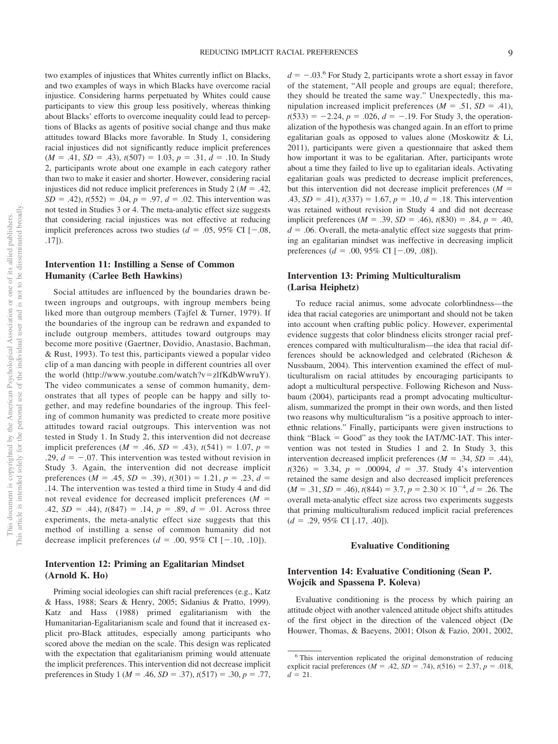two examples of injustices that Whites currently inflict on Blacks, and two examples of ways in which Blacks have overcome racial injustice. Considering harms perpetuated by Whites could cause participants to view this group less positively, whereas thinking about Blacks' efforts to overcome inequality could lead to perceptions of Blacks as agents of positive social change and thus make attitudes toward Blacks more favorable. In Study 1, considering racial injustices did not significantly reduce implicit preferences ($M = .41$, $SD = .43$), $t(507) = 1.03$, $p = .31$, $d = .10$. In Study 2, participants wrote about one example in each category rather than two to make it easier and shorter. However, considering racial injustices did not reduce implicit preferences in Study 2 ($M = .42$, $SD = .42$), $t(552) = .04$, $p = .97$, $d = .02$. This intervention was not tested in Studies 3 or 4. The meta-analytic effect size suggests that considering racial injustices was not effective at reducing implicit preferences across two studies ($d = .05$, 95% CI [−.08, .17]).

### Intervention 11: Instilling a Sense of Common Humanity (Carlee Beth Hawkins)

Social attitudes are influenced by the boundaries drawn between ingroups and outgroups, with ingroup members being liked more than outgroup members (Tajfel & Turner, 1979). If the boundaries of the ingroup can be redrawn and expanded to include outgroup members, attitudes toward outgroups may become more positive (Gaertner, Dovidio, Anastasio, Bachman, & Rust, 1993). To test this, participants viewed a popular video clip of a man dancing with people in different countries all over the world (http://www.youtube.com/watch?v=zlfKdbWwruY). The video communicates a sense of common humanity, demonstrates that all types of people can be happy and silly together, and may redefine boundaries of the ingroup. This feeling of common humanity was predicted to create more positive attitudes toward racial outgroups. This intervention was not tested in Study 1. In Study 2, this intervention did not decrease implicit preferences ($M = .46$, $SD = .43$), $t(541) = 1.07$, $p = .29$, $d = -.07$. This intervention was tested without revision in Study 3. Again, the intervention did not decrease implicit preferences ($M = .45$, $SD = .39$), $t(301) = 1.21$, $p = .23$, $d = .14$. The intervention was tested a third time in Study 4 and did not reveal evidence for decreased implicit preferences ($M = .42$, $SD = .44$), $t(847) = .14$, $p = .89$, $d = .01$. Across three experiments, the meta-analytic effect size suggests that this method of instilling a sense of common humanity did not decrease implicit preferences ($d = .00$, 95% CI [−.10, .10]).

### Intervention 12: Priming an Egalitarian Mindset (Arnold K. Ho)

Priming social ideologies can shift racial preferences (e.g., Katz & Hass, 1988; Sears & Henry, 2005; Sidanius & Pratto, 1999). Katz and Hass (1988) primed egalitarianism with the Humanitarian-Egalitarianism scale and found that it increased explicit pro-Black attitudes, especially among participants who scored above the median on the scale. This design was replicated with the expectation that egalitarianism priming would attenuate the implicit preferences. This intervention did not decrease implicit preferences in Study 1 ($M = .46$, $SD = .37$), $t(517) = .30$, $p = .77$, $d = -.03$.[6] For Study 2, participants wrote a short essay in favor of the statement, "All people and groups are equal; therefore, they should be treated the same way." Unexpectedly, this manipulation increased implicit preferences ($M = .51$, $SD = .41$), $t(533) = -2.24$, $p = .026$, $d = -.19$. For Study 3, the operationalization of the hypothesis was changed again. In an effort to prime egalitarian goals as opposed to values alone (Moskowitz & Li, 2011), participants were given a questionnaire that asked them how important it was to be egalitarian. After, participants wrote about a time they failed to live up to egalitarian ideals. Activating egalitarian goals was predicted to decrease implicit preferences, but this intervention did not decrease implicit preferences ($M = .43$, $SD = .41$), $t(337) = 1.67$, $p = .10$, $d = .18$. This intervention was retained without revision in Study 4 and did not decrease implicit preferences ($M = .39$, $SD = .46$), $t(830) = .84$, $p = .40$, $d = .06$. Overall, the meta-analytic effect size suggests that priming an egalitarian mindset was ineffective in decreasing implicit preferences ($d = .00$, 95% CI [−.09, .08]).

### Intervention 13: Priming Multiculturalism (Larisa Heiphetz)

To reduce racial animus, some advocate colorblindness—the idea that racial categories are unimportant and should not be taken into account when crafting public policy. However, experimental evidence suggests that color blindness elicits stronger racial preferences compared with multiculturalism—the idea that racial differences should be acknowledged and celebrated (Richeson & Nussbaum, 2004). This intervention examined the effect of multiculturalism on racial attitudes by encouraging participants to adopt a multicultural perspective. Following Richeson and Nussbaum (2004), participants read a prompt advocating multiculturalism, summarized the prompt in their own words, and then listed two reasons why multiculturalism "is a positive approach to interethnic relations." Finally, participants were given instructions to think "Black = Good" as they took the IAT/MC-IAT. This intervention was not tested in Studies 1 and 2. In Study 3, this intervention decreased implicit preferences ($M = .34$, $SD = .44$), $t(326) = 3.34$, $p = .00094$, $d = .37$. Study 4's intervention retained the same design and also decreased implicit preferences ($M = .31$, $SD = .46$), $t(844) = 3.7$, $p = 2.30 \times 10^{-4}$, $d = .26$. The overall meta-analytic effect size across two experiments suggests that priming multiculturalism reduced implicit racial preferences ($d = .29$, 95% CI [.17, .40]).

## Evaluative Conditioning

### Intervention 14: Evaluative Conditioning (Sean P. Wojcik and Spassena P. Koleva)

Evaluative conditioning is the process by which pairing an attitude object with another valenced attitude object shifts attitudes of the first object in the direction of the valenced object (De Houwer, Thomas, & Baeyens, 2001; Olson & Fazio, 2001, 2002,

[6] This intervention replicated the original demonstration of reducing explicit racial preferences ($M = .42$, $SD = .74$), $t(516) = 2.37$, $p = .018$, $d = 21$.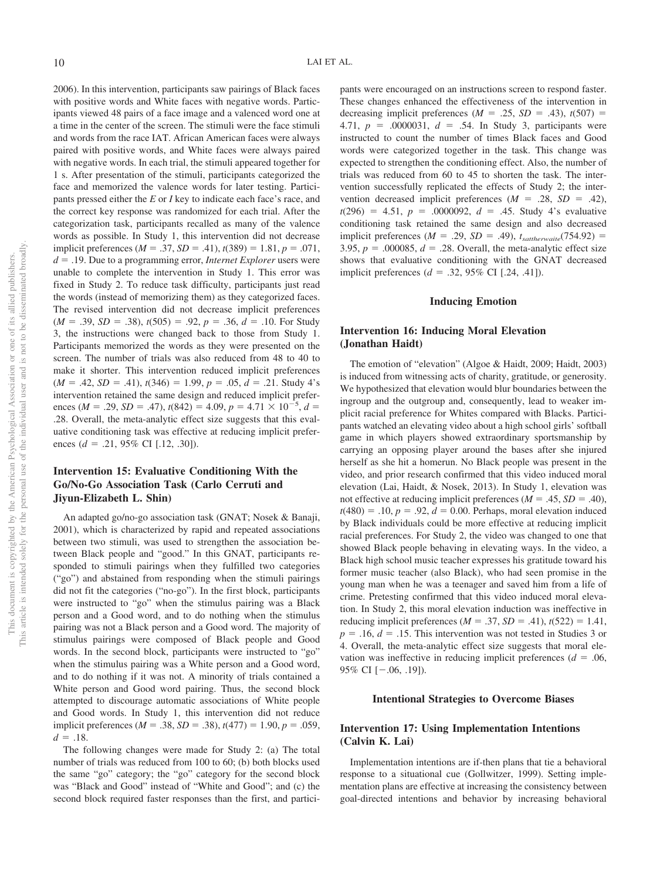2006). In this intervention, participants saw pairings of Black faces with positive words and White faces with negative words. Participants viewed 48 pairs of a face image and a valenced word one at a time in the center of the screen. The stimuli were the face stimuli and words from the race IAT. African American faces were always paired with positive words, and White faces were always paired with negative words. In each trial, the stimuli appeared together for 1 s. After presentation of the stimuli, participants categorized the face and memorized the valence words for later testing. Participants pressed either the *E* or *I* key to indicate each face's race, and the correct key response was randomized for each trial. After the categorization task, participants recalled as many of the valence words as possible. In Study 1, this intervention did not decrease implicit preferences ($M$ = .37, $SD$ = .41), $t$(389) = 1.81, $p$ = .071, $d$ = .19. Due to a programming error, *Internet Explorer* users were unable to complete the intervention in Study 1. This error was fixed in Study 2. To reduce task difficulty, participants just read the words (instead of memorizing them) as they categorized faces. The revised intervention did not decrease implicit preferences ($M$ = .39, $SD$ = .38), $t$(505) = .92, $p$ = .36, $d$ = .10. For Study 3, the instructions were changed back to those from Study 1. Participants memorized the words as they were presented on the screen. The number of trials was also reduced from 48 to 40 to make it shorter. This intervention reduced implicit preferences ($M$ = .42, $SD$ = .41), $t$(346) = 1.99, $p$ = .05, $d$ = .21. Study 4's intervention retained the same design and reduced implicit preferences ($M$ = .29, $SD$ = .47), $t$(842) = 4.09, $p = 4.71 \times 10^{-5}$, $d$ = .28. Overall, the meta-analytic effect size suggests that this evaluative conditioning task was effective at reducing implicit preferences ($d$ = .21, 95% CI [.12, .30]).

### Intervention 15: Evaluative Conditioning With the Go/No-Go Association Task (Carlo Cerruti and Jiyun-Elizabeth L. Shin)

An adapted go/no-go association task (GNAT; Nosek & Banaji, 2001), which is characterized by rapid and repeated associations between two stimuli, was used to strengthen the association between Black people and "good." In this GNAT, participants responded to stimuli pairings when they fulfilled two categories ("go") and abstained from responding when the stimuli pairings did not fit the categories ("no-go"). In the first block, participants were instructed to "go" when the stimulus pairing was a Black person and a Good word, and to do nothing when the stimulus pairing was not a Black person and a Good word. The majority of stimulus pairings were composed of Black people and Good words. In the second block, participants were instructed to "go" when the stimulus pairing was a White person and a Good word, and to do nothing if it was not. A minority of trials contained a White person and Good word pairing. Thus, the second block attempted to discourage automatic associations of White people and Good words. In Study 1, this intervention did not reduce implicit preferences ($M$ = .38, $SD$ = .38), $t$(477) = 1.90, $p$ = .059, $d$ = .18.

The following changes were made for Study 2: (a) The total number of trials was reduced from 100 to 60; (b) both blocks used the same "go" category; the "go" category for the second block was "Black and Good" instead of "White and Good"; and (c) the second block required faster responses than the first, and participants were encouraged on an instructions screen to respond faster. These changes enhanced the effectiveness of the intervention in decreasing implicit preferences ($M$ = .25, $SD$ = .43), $t$(507) = 4.71, $p$ = .0000031, $d$ = .54. In Study 3, participants were instructed to count the number of times Black faces and Good words were categorized together in the task. This change was expected to strengthen the conditioning effect. Also, the number of trials was reduced from 60 to 45 to shorten the task. The intervention successfully replicated the effects of Study 2; the intervention decreased implicit preferences ($M$ = .28, $SD$ = .42), $t$(296) = 4.51, $p$ = .0000092, $d$ = .45. Study 4's evaluative conditioning task retained the same design and also decreased implicit preferences ($M$ = .29, $SD$ = .49), $t_{sattherwaite}(754.92)$ = 3.95, $p$ = .000085, $d$ = .28. Overall, the meta-analytic effect size shows that evaluative conditioning with the GNAT decreased implicit preferences ($d$ = .32, 95% CI [.24, .41]).

## Inducing Emotion

### Intervention 16: Inducing Moral Elevation (Jonathan Haidt)

The emotion of "elevation" (Algoe & Haidt, 2009; Haidt, 2003) is induced from witnessing acts of charity, gratitude, or generosity. We hypothesized that elevation would blur boundaries between the ingroup and the outgroup and, consequently, lead to weaker implicit racial preference for Whites compared with Blacks. Participants watched an elevating video about a high school girls' softball game in which players showed extraordinary sportsmanship by carrying an opposing player around the bases after she injured herself as she hit a homerun. No Black people was present in the video, and prior research confirmed that this video induced moral elevation (Lai, Haidt, & Nosek, 2013). In Study 1, elevation was not effective at reducing implicit preferences ($M$ = .45, $SD$ = .40), $t$(480) = .10, $p$ = .92, $d$ = 0.00. Perhaps, moral elevation induced by Black individuals could be more effective at reducing implicit racial preferences. For Study 2, the video was changed to one that showed Black people behaving in elevating ways. In the video, a Black high school music teacher expresses his gratitude toward his former music teacher (also Black), who had seen promise in the young man when he was a teenager and saved him from a life of crime. Pretesting confirmed that this video induced moral elevation. In Study 2, this moral elevation induction was ineffective in reducing implicit preferences ($M$ = .37, $SD$ = .41), $t$(522) = 1.41, $p$ = .16, $d$ = .15. This intervention was not tested in Studies 3 or 4. Overall, the meta-analytic effect size suggests that moral elevation was ineffective in reducing implicit preferences ($d$ = .06, 95% CI [−.06, .19]).

## Intentional Strategies to Overcome Biases

### Intervention 17: Using Implementation Intentions (Calvin K. Lai)

Implementation intentions are if-then plans that tie a behavioral response to a situational cue (Gollwitzer, 1999). Setting implementation plans are effective at increasing the consistency between goal-directed intentions and behavior by increasing behavioral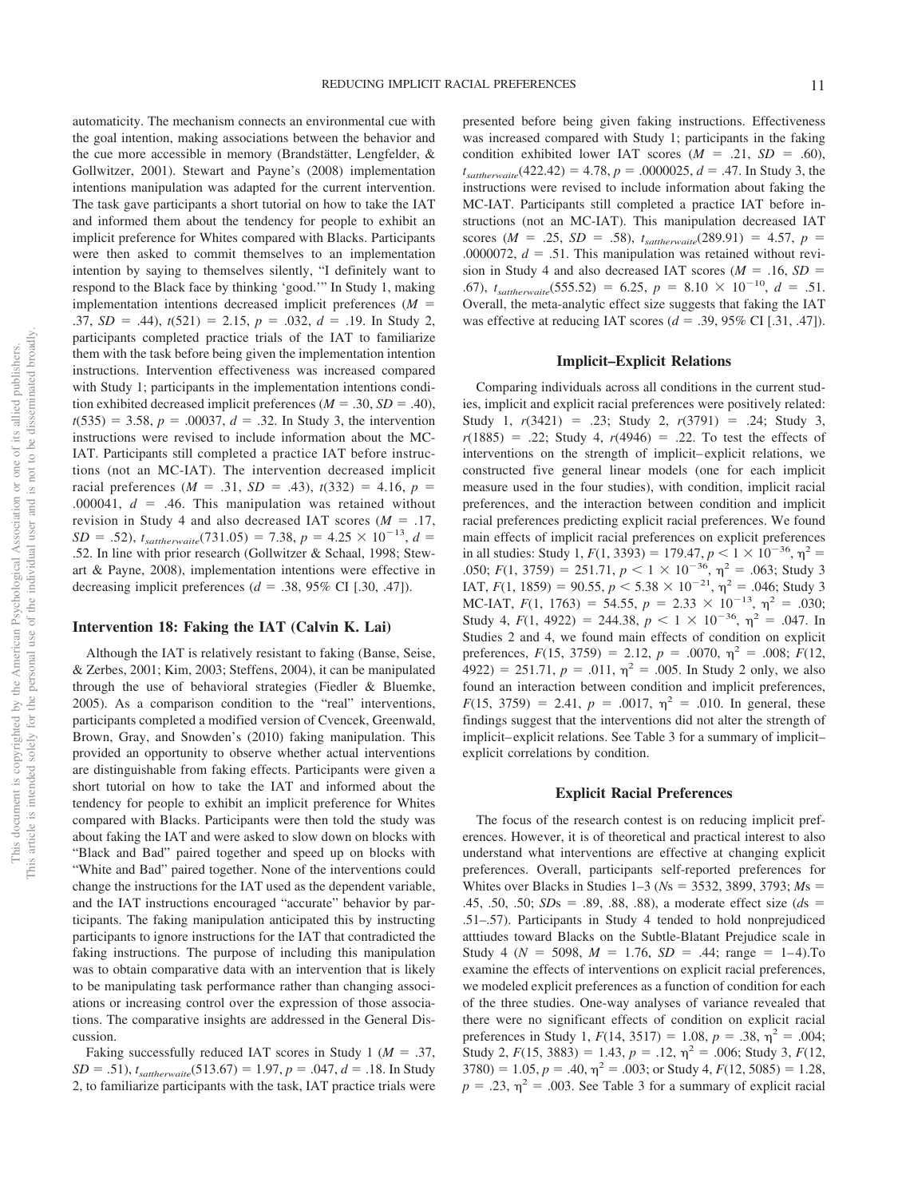automaticity. The mechanism connects an environmental cue with the goal intention, making associations between the behavior and the cue more accessible in memory (Brandstätter, Lengfelder, & Gollwitzer, 2001). Stewart and Payne's (2008) implementation intentions manipulation was adapted for the current intervention. The task gave participants a short tutorial on how to take the IAT and informed them about the tendency for people to exhibit an implicit preference for Whites compared with Blacks. Participants were then asked to commit themselves to an implementation intention by saying to themselves silently, "I definitely want to respond to the Black face by thinking 'good.'" In Study 1, making implementation intentions decreased implicit preferences ($M$ = .37, $SD$ = .44), $t(521)$ = 2.15, $p$ = .032, $d$ = .19. In Study 2, participants completed practice trials of the IAT to familiarize them with the task before being given the implementation intention instructions. Intervention effectiveness was increased compared with Study 1; participants in the implementation intentions condition exhibited decreased implicit preferences ($M$ = .30, $SD$ = .40), $t(535)$ = 3.58, $p$ = .00037, $d$ = .32. In Study 3, the intervention instructions were revised to include information about the MC-IAT. Participants still completed a practice IAT before instructions (not an MC-IAT). The intervention decreased implicit racial preferences ($M$ = .31, $SD$ = .43), $t(332)$ = 4.16, $p$ = .000041, $d$ = .46. This manipulation was retained without revision in Study 4 and also decreased IAT scores ($M$ = .17, $SD$ = .52), $t_{sattherwaite}(731.05)$ = 7.38, $p = 4.25 \times 10^{-13}$, $d$ = .52. In line with prior research (Gollwitzer & Schaal, 1998; Stewart & Payne, 2008), implementation intentions were effective in decreasing implicit preferences ($d$ = .38, 95% CI [.30, .47]).

### Intervention 18: Faking the IAT (Calvin K. Lai)

Although the IAT is relatively resistant to faking (Banse, Seise, & Zerbes, 2001; Kim, 2003; Steffens, 2004), it can be manipulated through the use of behavioral strategies (Fiedler & Bluemke, 2005). As a comparison condition to the "real" interventions, participants completed a modified version of Cvencek, Greenwald, Brown, Gray, and Snowden's (2010) faking manipulation. This provided an opportunity to observe whether actual interventions are distinguishable from faking effects. Participants were given a short tutorial on how to take the IAT and informed about the tendency for people to exhibit an implicit preference for Whites compared with Blacks. Participants were then told the study was about faking the IAT and were asked to slow down on blocks with "Black and Bad" paired together and speed up on blocks with "White and Bad" paired together. None of the interventions could change the instructions for the IAT used as the dependent variable, and the IAT instructions encouraged "accurate" behavior by participants. The faking manipulation anticipated this by instructing participants to ignore instructions for the IAT that contradicted the faking instructions. The purpose of including this manipulation was to obtain comparative data with an intervention that is likely to be manipulating task performance rather than changing associations or increasing control over the expression of those associations. The comparative insights are addressed in the General Discussion.

Faking successfully reduced IAT scores in Study 1 ($M$ = .37, $SD$ = .51), $t_{sattherwaite}(513.67)$ = 1.97, $p$ = .047, $d$ = .18. In Study 2, to familiarize participants with the task, IAT practice trials were presented before being given faking instructions. Effectiveness was increased compared with Study 1; participants in the faking condition exhibited lower IAT scores ($M$ = .21, $SD$ = .60), $t_{sattherwaite}(422.42)$ = 4.78, $p$ = .0000025, $d$ = .47. In Study 3, the instructions were revised to include information about faking the MC-IAT. Participants still completed a practice IAT before instructions (not an MC-IAT). This manipulation decreased IAT scores ($M$ = .25, $SD$ = .58), $t_{sattherwaite}(289.91)$ = 4.57, $p$ = .0000072, $d$ = .51. This manipulation was retained without revision in Study 4 and also decreased IAT scores ($M$ = .16, $SD$ = .67), $t_{sattherwaite}(555.52)$ = 6.25, $p = 8.10 \times 10^{-10}$, $d$ = .51. Overall, the meta-analytic effect size suggests that faking the IAT was effective at reducing IAT scores ($d$ = .39, 95% CI [.31, .47]).

## Implicit–Explicit Relations

Comparing individuals across all conditions in the current studies, implicit and explicit racial preferences were positively related: Study 1, $r(3421)$ = .23; Study 2, $r(3791)$ = .24; Study 3, $r(1885)$ = .22; Study 4, $r(4946)$ = .22. To test the effects of interventions on the strength of implicit–explicit relations, we constructed five general linear models (one for each implicit measure used in the four studies), with condition, implicit racial preferences, and the interaction between condition and implicit racial preferences predicting explicit racial preferences. We found main effects of implicit racial preferences on explicit preferences in all studies: Study 1, $F(1, 3393) = 179.47$, $p < 1 \times 10^{-36}$, $\eta^2$ = .050; $F(1, 3759) = 251.71$, $p < 1 \times 10^{-36}$, $\eta^2$ = .063; Study 3 IAT, $F(1, 1859) = 90.55$, $p < 5.38 \times 10^{-21}$, $\eta^2$ = .046; Study 3 MC-IAT, $F(1, 1763) = 54.55$, $p = 2.33 \times 10^{-13}$, $\eta^2$ = .030; Study 4, $F(1, 4922) = 244.38$, $p < 1 \times 10^{-36}$, $\eta^2$ = .047. In Studies 2 and 4, we found main effects of condition on explicit preferences, $F(15, 3759) = 2.12$, $p$ = .0070, $\eta^2$ = .008; $F(12, 4922) = 251.71$, $p$ = .011, $\eta^2$ = .005. In Study 2 only, we also found an interaction between condition and implicit preferences, $F(15, 3759) = 2.41$, $p$ = .0017, $\eta^2$ = .010. In general, these findings suggest that the interventions did not alter the strength of implicit–explicit relations. See Table 3 for a summary of implicit–explicit correlations by condition.

## Explicit Racial Preferences

The focus of the research contest is on reducing implicit preferences. However, it is of theoretical and practical interest to also understand what interventions are effective at changing explicit preferences. Overall, participants self-reported preferences for Whites over Blacks in Studies 1–3 ($N$s = 3532, 3899, 3793; $M$s = .45, .50, .50; $SD$s = .89, .88, .88), a moderate effect size ($d$s = .51–.57). Participants in Study 4 tended to hold nonprejudiced atttiudes toward Blacks on the Subtle-Blatant Prejudice scale in Study 4 ($N$ = 5098, $M$ = 1.76, $SD$ = .44; range = 1–4).To examine the effects of interventions on explicit racial preferences, we modeled explicit preferences as a function of condition for each of the three studies. One-way analyses of variance revealed that there were no significant effects of condition on explicit racial preferences in Study 1, $F(14, 3517) = 1.08$, $p$ = .38, $\eta^2$ = .004; Study 2, $F(15, 3883) = 1.43$, $p$ = .12, $\eta^2$ = .006; Study 3, $F(12, 3780) = 1.05$, $p$ = .40, $\eta^2$ = .003; or Study 4, $F(12, 5085) = 1.28$, $p$ = .23, $\eta^2$ = .003. See Table 3 for a summary of explicit racial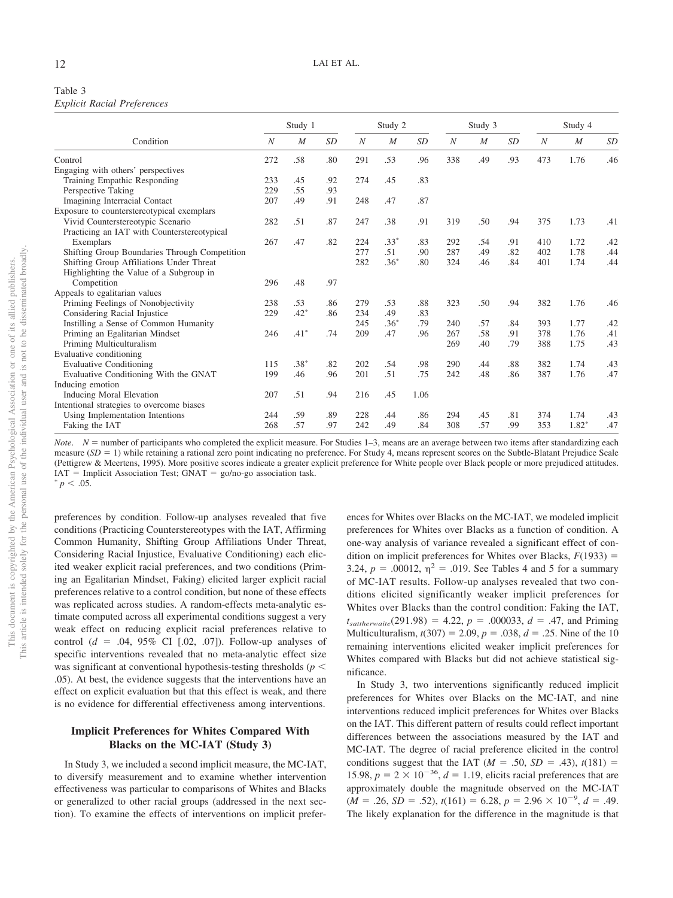Table 3
*Explicit Racial Preferences*

| Condition | Study 1 | | | Study 2 | | | Study 3 | | | Study 4 | | |
|---|---|---|---|---|---|---|---|---|---|---|---|---|
| | *N* | *M* | *SD* | *N* | *M* | *SD* | *N* | *M* | *SD* | *N* | *M* | *SD* |
| Control | 272 | .58 | .80 | 291 | .53 | .96 | 338 | .49 | .93 | 473 | 1.76 | .46 |
| Engaging with others' perspectives | | | | | | | | | | | | |
| Training Empathic Responding | 233 | .45 | .92 | 274 | .45 | .83 | | | | | | |
| Perspective Taking | 229 | .55 | .93 | | | | | | | | | |
| Imagining Interracial Contact | 207 | .49 | .91 | 248 | .47 | .87 | | | | | | |
| Exposure to counterstereotypical exemplars | | | | | | | | | | | | |
| Vivid Counterstereotypic Scenario | 282 | .51 | .87 | 247 | .38 | .91 | 319 | .50 | .94 | 375 | 1.73 | .41 |
| Practicing an IAT with Counterstereotypical Exemplars | 267 | .47 | .82 | 224 | .33* | .83 | 292 | .54 | .91 | 410 | 1.72 | .42 |
| Shifting Group Boundaries Through Competition | | | | 277 | .51 | .90 | 287 | .49 | .82 | 402 | 1.78 | .44 |
| Shifting Group Affiliations Under Threat | | | | 282 | .36* | .80 | 324 | .46 | .84 | 401 | 1.74 | .44 |
| Highlighting the Value of a Subgroup in Competition | 296 | .48 | .97 | | | | | | | | | |
| Appeals to egalitarian values | | | | | | | | | | | | |
| Priming Feelings of Nonobjectivity | 238 | .53 | .86 | 279 | .53 | .88 | 323 | .50 | .94 | 382 | 1.76 | .46 |
| Considering Racial Injustice | 229 | .42* | .86 | 234 | .49 | .83 | | | | | | |
| Instilling a Sense of Common Humanity | | | | 245 | .36* | .79 | 240 | .57 | .84 | 393 | 1.77 | .42 |
| Priming an Egalitarian Mindset | 246 | .41* | .74 | 209 | .47 | .96 | 267 | .58 | .91 | 378 | 1.76 | .41 |
| Priming Multiculturalism | | | | | | | 269 | .40 | .79 | 388 | 1.75 | .43 |
| Evaluative conditioning | | | | | | | | | | | | |
| Evaluative Conditioning | 115 | .38* | .82 | 202 | .54 | .98 | 290 | .44 | .88 | 382 | 1.74 | .43 |
| Evaluative Conditioning With the GNAT | 199 | .46 | .96 | 201 | .51 | .75 | 242 | .48 | .86 | 387 | 1.76 | .47 |
| Inducing emotion | | | | | | | | | | | | |
| Inducing Moral Elevation | 207 | .51 | .94 | 216 | .45 | 1.06 | | | | | | |
| Intentional strategies to overcome biases | | | | | | | | | | | | |
| Using Implementation Intentions | 244 | .59 | .89 | 228 | .44 | .86 | 294 | .45 | .81 | 374 | 1.74 | .43 |
| Faking the IAT | 268 | .57 | .97 | 242 | .49 | .84 | 308 | .57 | .99 | 353 | 1.82* | .47 |

*Note*. *N* = number of participants who completed the explicit measure. For Studies 1–3, means are an average between two items after standardizing each measure ($SD = 1$) while retaining a rational zero point indicating no preference. For Study 4, means represent scores on the Subtle-Blatant Prejudice Scale (Pettigrew & Meertens, 1995). More positive scores indicate a greater explicit preference for White people over Black people or more prejudiced attitudes. IAT = Implicit Association Test; GNAT = go/no-go association task.
* $p < .05$.

preferences by condition. Follow-up analyses revealed that five conditions (Practicing Counterstereotypes with the IAT, Affirming Common Humanity, Shifting Group Affiliations Under Threat, Considering Racial Injustice, Evaluative Conditioning) each elicited weaker explicit racial preferences, and two conditions (Priming an Egalitarian Mindset, Faking) elicited larger explicit racial preferences relative to a control condition, but none of these effects was replicated across studies. A random-effects meta-analytic estimate computed across all experimental conditions suggest a very weak effect on reducing explicit racial preferences relative to control ($d = .04$, 95% CI [.02, .07]). Follow-up analyses of specific interventions revealed that no meta-analytic effect size was significant at conventional hypothesis-testing thresholds ($p < .05$). At best, the evidence suggests that the interventions have an effect on explicit evaluation but that this effect is weak, and there is no evidence for differential effectiveness among interventions.

## Implicit Preferences for Whites Compared With Blacks on the MC-IAT (Study 3)

In Study 3, we included a second implicit measure, the MC-IAT, to diversify measurement and to examine whether intervention effectiveness was particular to comparisons of Whites and Blacks or generalized to other racial groups (addressed in the next section). To examine the effects of interventions on implicit preferences for Whites over Blacks on the MC-IAT, we modeled implicit preferences for Whites over Blacks as a function of condition. A one-way analysis of variance revealed a significant effect of condition on implicit preferences for Whites over Blacks, $F(1933) = 3.24$, $p = .00012$, $\eta^2 = .019$. See Tables 4 and 5 for a summary of MC-IAT results. Follow-up analyses revealed that two conditions elicited significantly weaker implicit preferences for Whites over Blacks than the control condition: Faking the IAT, $t_{sattherwaite}(291.98) = 4.22$, $p = .000033$, $d = .47$, and Priming Multiculturalism, $t(307) = 2.09$, $p = .038$, $d = .25$. Nine of the 10 remaining interventions elicited weaker implicit preferences for Whites compared with Blacks but did not achieve statistical significance.

In Study 3, two interventions significantly reduced implicit preferences for Whites over Blacks on the MC-IAT, and nine interventions reduced implicit preferences for Whites over Blacks on the IAT. This different pattern of results could reflect important differences between the associations measured by the IAT and MC-IAT. The degree of racial preference elicited in the control conditions suggest that the IAT ($M = .50$, $SD = .43$), $t(181) = 15.98$, $p = 2 \times 10^{-36}$, $d = 1.19$, elicits racial preferences that are approximately double the magnitude observed on the MC-IAT ($M = .26$, $SD = .52$), $t(161) = 6.28$, $p = 2.96 \times 10^{-9}$, $d = .49$. The likely explanation for the difference in the magnitude is that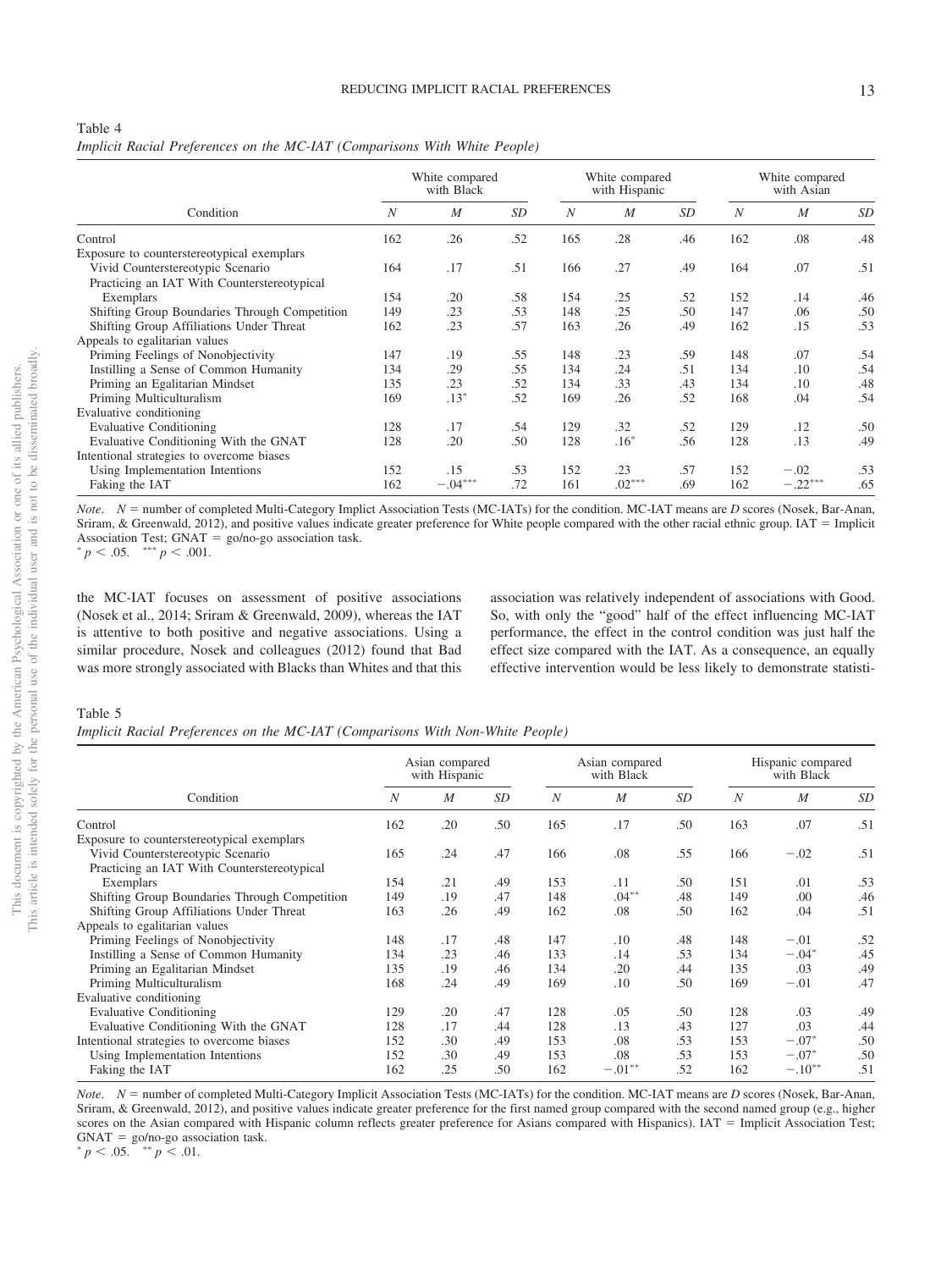Table 4

*Implicit Racial Preferences on the MC-IAT (Comparisons With White People)*

| Condition | White compared with Black | | | White compared with Hispanic | | | White compared with Asian | | |
|---|---|---|---|---|---|---|---|---|---|
| | *N* | *M* | *SD* | *N* | *M* | *SD* | *N* | *M* | *SD* |
| Control | 162 | .26 | .52 | 165 | .28 | .46 | 162 | .08 | .48 |
| Exposure to counterstereotypical exemplars | | | | | | | | | |
| Vivid Counterstereotypic Scenario | 164 | .17 | .51 | 166 | .27 | .49 | 164 | .07 | .51 |
| Practicing an IAT With Counterstereotypical Exemplars | 154 | .20 | .58 | 154 | .25 | .52 | 152 | .14 | .46 |
| Shifting Group Boundaries Through Competition | 149 | .23 | .53 | 148 | .25 | .50 | 147 | .06 | .50 |
| Shifting Group Affiliations Under Threat | 162 | .23 | .57 | 163 | .26 | .49 | 162 | .15 | .53 |
| Appeals to egalitarian values | | | | | | | | | |
| Priming Feelings of Nonobjectivity | 147 | .19 | .55 | 148 | .23 | .59 | 148 | .07 | .54 |
| Instilling a Sense of Common Humanity | 134 | .29 | .55 | 134 | .24 | .51 | 134 | .10 | .54 |
| Priming an Egalitarian Mindset | 135 | .23 | .52 | 134 | .33 | .43 | 134 | .10 | .48 |
| Priming Multiculturalism | 169 | .13* | .52 | 169 | .26 | .52 | 168 | .04 | .54 |
| Evaluative conditioning | | | | | | | | | |
| Evaluative Conditioning | 128 | .17 | .54 | 129 | .32 | .52 | 129 | .12 | .50 |
| Evaluative Conditioning With the GNAT | 128 | .20 | .50 | 128 | .16* | .56 | 128 | .13 | .49 |
| Intentional strategies to overcome biases | | | | | | | | | |
| Using Implementation Intentions | 152 | .15 | .53 | 152 | .23 | .57 | 152 | −.02 | .53 |
| Faking the IAT | 162 | −.04*** | .72 | 161 | .02*** | .69 | 162 | −.22*** | .65 |

*Note*. $N$ = number of completed Multi-Category Implicit Association Tests (MC-IATs) for the condition. MC-IAT means are *D* scores (Nosek, Bar-Anan, Sriram, & Greenwald, 2012), and positive values indicate greater preference for White people compared with the other racial ethnic group. IAT = Implicit Association Test; GNAT = go/no-go association task.
* $p < .05$. *** $p < .001$.

the MC-IAT focuses on assessment of positive associations (Nosek et al., 2014; Sriram & Greenwald, 2009), whereas the IAT is attentive to both positive and negative associations. Using a similar procedure, Nosek and colleagues (2012) found that Bad was more strongly associated with Blacks than Whites and that this association was relatively independent of associations with Good. So, with only the "good" half of the effect influencing MC-IAT performance, the effect in the control condition was just half the effect size compared with the IAT. As a consequence, an equally effective intervention would be less likely to demonstrate statisti-

Table 5

*Implicit Racial Preferences on the MC-IAT (Comparisons With Non-White People)*

| Condition | Asian compared with Hispanic | | | Asian compared with Black | | | Hispanic compared with Black | | |
|---|---|---|---|---|---|---|---|---|---|
| | *N* | *M* | *SD* | *N* | *M* | *SD* | *N* | *M* | *SD* |
| Control | 162 | .20 | .50 | 165 | .17 | .50 | 163 | .07 | .51 |
| Exposure to counterstereotypical exemplars | | | | | | | | | |
| Vivid Counterstereotypic Scenario | 165 | .24 | .47 | 166 | .08 | .55 | 166 | −.02 | .51 |
| Practicing an IAT With Counterstereotypical Exemplars | 154 | .21 | .49 | 153 | .11 | .50 | 151 | .01 | .53 |
| Shifting Group Boundaries Through Competition | 149 | .19 | .47 | 148 | .04** | .48 | 149 | .00 | .46 |
| Shifting Group Affiliations Under Threat | 163 | .26 | .49 | 162 | .08 | .50 | 162 | .04 | .51 |
| Appeals to egalitarian values | | | | | | | | | |
| Priming Feelings of Nonobjectivity | 148 | .17 | .48 | 147 | .10 | .48 | 148 | −.01 | .52 |
| Instilling a Sense of Common Humanity | 134 | .23 | .46 | 133 | .14 | .53 | 134 | −.04* | .45 |
| Priming an Egalitarian Mindset | 135 | .19 | .46 | 134 | .20 | .44 | 135 | .03 | .49 |
| Priming Multiculturalism | 168 | .24 | .49 | 169 | .10 | .50 | 169 | −.01 | .47 |
| Evaluative conditioning | | | | | | | | | |
| Evaluative Conditioning | 129 | .20 | .47 | 128 | .05 | .50 | 128 | .03 | .49 |
| Evaluative Conditioning With the GNAT | 128 | .17 | .44 | 128 | .13 | .43 | 127 | .03 | .44 |
| Intentional strategies to overcome biases | 152 | .30 | .49 | 153 | .08 | .53 | 153 | −.07* | .50 |
| Using Implementation Intentions | 152 | .30 | .49 | 153 | .08 | .53 | 153 | −.07* | .50 |
| Faking the IAT | 162 | .25 | .50 | 162 | −.01** | .52 | 162 | −.10** | .51 |

*Note*. $N$ = number of completed Multi-Category Implicit Association Tests (MC-IATs) for the condition. MC-IAT means are *D* scores (Nosek, Bar-Anan, Sriram, & Greenwald, 2012), and positive values indicate greater preference for the first named group compared with the second named group (e.g., higher scores on the Asian compared with Hispanic column reflects greater preference for Asians compared with Hispanics). IAT = Implicit Association Test; GNAT = go/no-go association task.
* $p < .05$. ** $p < .01$.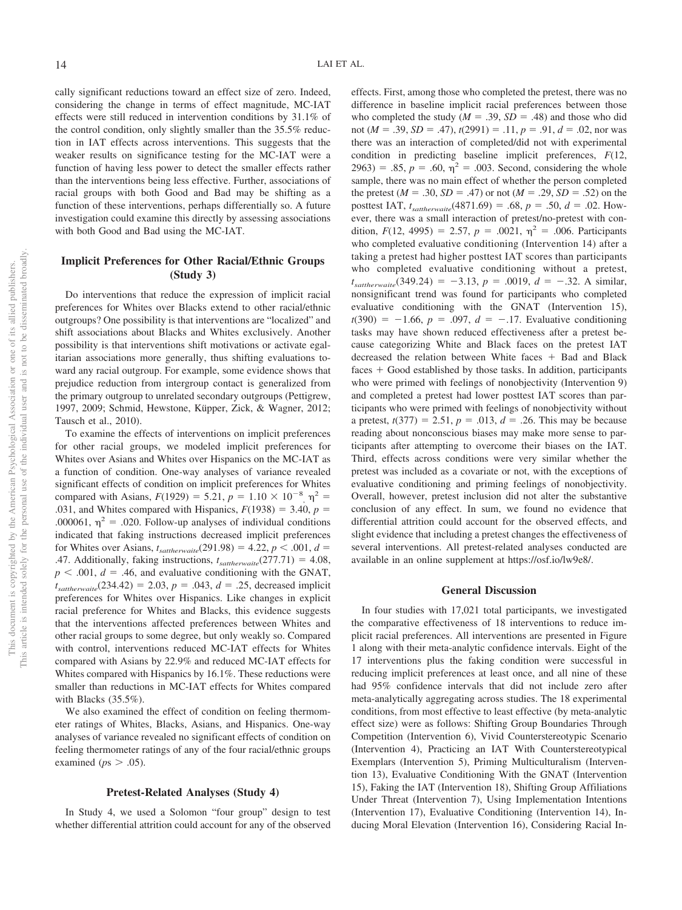cally significant reductions toward an effect size of zero. Indeed, considering the change in terms of effect magnitude, MC-IAT effects were still reduced in intervention conditions by 31.1% of the control condition, only slightly smaller than the 35.5% reduction in IAT effects across interventions. This suggests that the weaker results on significance testing for the MC-IAT were a function of having less power to detect the smaller effects rather than the interventions being less effective. Further, associations of racial groups with both Good and Bad may be shifting as a function of these interventions, perhaps differentially so. A future investigation could examine this directly by assessing associations with both Good and Bad using the MC-IAT.

## Implicit Preferences for Other Racial/Ethnic Groups (Study 3)

Do interventions that reduce the expression of implicit racial preferences for Whites over Blacks extend to other racial/ethnic outgroups? One possibility is that interventions are "localized" and shift associations about Blacks and Whites exclusively. Another possibility is that interventions shift motivations or activate egalitarian associations more generally, thus shifting evaluations toward any racial outgroup. For example, some evidence shows that prejudice reduction from intergroup contact is generalized from the primary outgroup to unrelated secondary outgroups (Pettigrew, 1997, 2009; Schmid, Hewstone, Küpper, Zick, & Wagner, 2012; Tausch et al., 2010).

To examine the effects of interventions on implicit preferences for other racial groups, we modeled implicit preferences for Whites over Asians and Whites over Hispanics on the MC-IAT as a function of condition. One-way analyses of variance revealed significant effects of condition on implicit preferences for Whites compared with Asians, $F(1929) = 5.21$, $p = 1.10 \times 10^{-8}$, $\eta^2 = .031$, and Whites compared with Hispanics, $F(1938) = 3.40$, $p = .000061$, $\eta^2 = .020$. Follow-up analyses of individual conditions indicated that faking instructions decreased implicit preferences for Whites over Asians, $t_{sattherwaite}(291.98) = 4.22$, $p < .001$, $d = .47$. Additionally, faking instructions, $t_{sattherwaite}(277.71) = 4.08$, $p < .001$, $d = .46$, and evaluative conditioning with the GNAT, $t_{sattherwaite}(234.42) = 2.03$, $p = .043$, $d = .25$, decreased implicit preferences for Whites over Hispanics. Like changes in explicit racial preference for Whites and Blacks, this evidence suggests that the interventions affected preferences between Whites and other racial groups to some degree, but only weakly so. Compared with control, interventions reduced MC-IAT effects for Whites compared with Asians by 22.9% and reduced MC-IAT effects for Whites compared with Hispanics by 16.1%. These reductions were smaller than reductions in MC-IAT effects for Whites compared with Blacks (35.5%).

We also examined the effect of condition on feeling thermometer ratings of Whites, Blacks, Asians, and Hispanics. One-way analyses of variance revealed no significant effects of condition on feeling thermometer ratings of any of the four racial/ethnic groups examined ($ps > .05$).

## Pretest-Related Analyses (Study 4)

In Study 4, we used a Solomon "four group" design to test whether differential attrition could account for any of the observed effects. First, among those who completed the pretest, there was no difference in baseline implicit racial preferences between those who completed the study ($M = .39$, $SD = .48$) and those who did not ($M = .39$, $SD = .47$), $t(2991) = .11$, $p = .91$, $d = .02$, nor was there an interaction of completed/did not with experimental condition in predicting baseline implicit preferences, $F(12, 2963) = .85$, $p = .60$, $\eta^2 = .003$. Second, considering the whole sample, there was no main effect of whether the person completed the pretest ($M = .30$, $SD = .47$) or not ($M = .29$, $SD = .52$) on the posttest IAT, $t_{sattherwaite}(4871.69) = .68$, $p = .50$, $d = .02$. However, there was a small interaction of pretest/no-pretest with condition, $F(12, 4995) = 2.57$, $p = .0021$, $\eta^2 = .006$. Participants who completed evaluative conditioning (Intervention 14) after a taking a pretest had higher posttest IAT scores than participants who completed evaluative conditioning without a pretest, $t_{sattherwaite}(349.24) = -3.13$, $p = .0019$, $d = -.32$. A similar, nonsignificant trend was found for participants who completed evaluative conditioning with the GNAT (Intervention 15), $t(390) = -1.66$, $p = .097$, $d = -.17$. Evaluative conditioning tasks may have shown reduced effectiveness after a pretest because categorizing White and Black faces on the pretest IAT decreased the relation between White faces + Bad and Black faces + Good established by those tasks. In addition, participants who were primed with feelings of nonobjectivity (Intervention 9) and completed a pretest had lower posttest IAT scores than participants who were primed with feelings of nonobjectivity without a pretest, $t(377) = 2.51$, $p = .013$, $d = .26$. This may be because reading about nonconscious biases may make more sense to participants after attempting to overcome their biases on the IAT. Third, effects across conditions were very similar whether the pretest was included as a covariate or not, with the exceptions of evaluative conditioning and priming feelings of nonobjectivity. Overall, however, pretest inclusion did not alter the substantive conclusion of any effect. In sum, we found no evidence that differential attrition could account for the observed effects, and slight evidence that including a pretest changes the effectiveness of several interventions. All pretest-related analyses conducted are available in an online supplement at https://osf.io/lw9e8/.

## General Discussion

In four studies with 17,021 total participants, we investigated the comparative effectiveness of 18 interventions to reduce implicit racial preferences. All interventions are presented in Figure 1 along with their meta-analytic confidence intervals. Eight of the 17 interventions plus the faking condition were successful in reducing implicit preferences at least once, and all nine of these had 95% confidence intervals that did not include zero after meta-analytically aggregating across studies. The 18 experimental conditions, from most effective to least effective (by meta-analytic effect size) were as follows: Shifting Group Boundaries Through Competition (Intervention 6), Vivid Counterstereotypic Scenario (Intervention 4), Practicing an IAT With Counterstereotypical Exemplars (Intervention 5), Priming Multiculturalism (Intervention 13), Evaluative Conditioning With the GNAT (Intervention 15), Faking the IAT (Intervention 18), Shifting Group Affiliations Under Threat (Intervention 7), Using Implementation Intentions (Intervention 17), Evaluative Conditioning (Intervention 14), Inducing Moral Elevation (Intervention 16), Considering Racial In-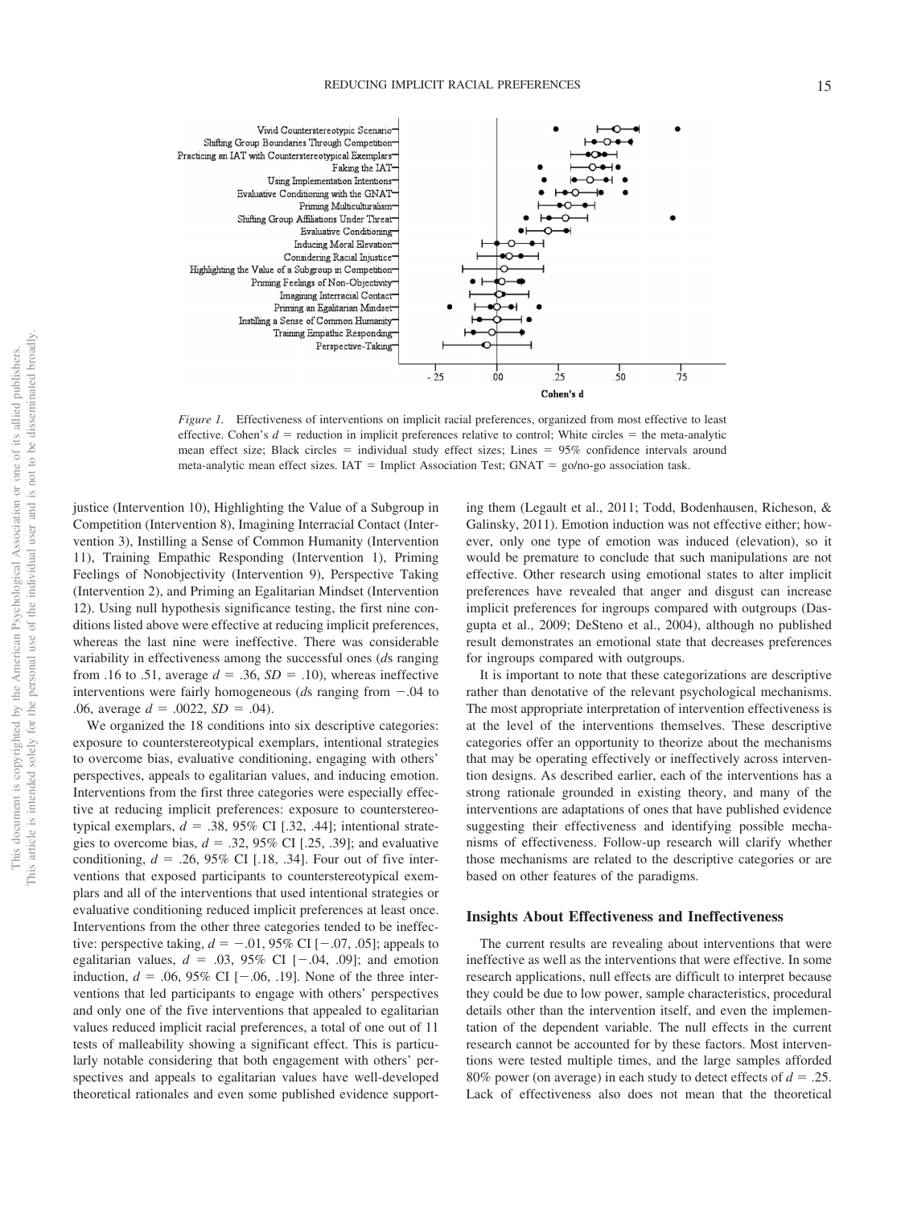Vivid Counterstereotypic Scenario
Shifting Group Boundaries Through Competition
Practicing an IAT with Counterstereotypical Exemplars
Faking the IAT
Using Implementation Intentions
Evaluative Conditioning with the GNAT
Priming Multiculturalism
Shifting Group Affiliations Under Threat
Evaluative Conditioning
Inducing Moral Elevation
Considering Racial Injustice
Highlighting the Value of a Subgroup in Competition
Priming Feelings of Non-Objectivity
Imagining Interracial Contact
Priming an Egalitarian Mindset
Instilling a Sense of Common Humanity
Training Empathic Responding
Perspective-Taking

-.25 .00 .25 .50 .75

Cohen's d

*Figure 1.* Effectiveness of interventions on implicit racial preferences, organized from most effective to least effective. Cohen's $d$ = reduction in implicit preferences relative to control; White circles = the meta-analytic mean effect size; Black circles = individual study effect sizes; Lines = 95% confidence intervals around meta-analytic mean effect sizes. IAT = Implict Association Test; GNAT = go/no-go association task.

justice (Intervention 10), Highlighting the Value of a Subgroup in Competition (Intervention 8), Imagining Interracial Contact (Intervention 3), Instilling a Sense of Common Humanity (Intervention 11), Training Empathic Responding (Intervention 1), Priming Feelings of Nonobjectivity (Intervention 9), Perspective Taking (Intervention 2), and Priming an Egalitarian Mindset (Intervention 12). Using null hypothesis significance testing, the first nine conditions listed above were effective at reducing implicit preferences, whereas the last nine were ineffective. There was considerable variability in effectiveness among the successful ones ($d$s ranging from .16 to .51, average $d$ = .36, $SD$ = .10), whereas ineffective interventions were fairly homogeneous ($d$s ranging from −.04 to .06, average $d$ = .0022, $SD$ = .04).

We organized the 18 conditions into six descriptive categories: exposure to counterstereotypical exemplars, intentional strategies to overcome bias, evaluative conditioning, engaging with others' perspectives, appeals to egalitarian values, and inducing emotion. Interventions from the first three categories were especially effective at reducing implicit preferences: exposure to counterstereotypical exemplars, $d$ = .38, 95% CI [.32, .44]; intentional strategies to overcome bias, $d$ = .32, 95% CI [.25, .39]; and evaluative conditioning, $d$ = .26, 95% CI [.18, .34]. Four out of five interventions that exposed participants to counterstereotypical exemplars and all of the interventions that used intentional strategies or evaluative conditioning reduced implicit preferences at least once. Interventions from the other three categories tended to be ineffective: perspective taking, $d$ = −.01, 95% CI [−.07, .05]; appeals to egalitarian values, $d$ = .03, 95% CI [−.04, .09]; and emotion induction, $d$ = .06, 95% CI [−.06, .19]. None of the three interventions that led participants to engage with others' perspectives and only one of the five interventions that appealed to egalitarian values reduced implicit racial preferences, a total of one out of 11 tests of malleability showing a significant effect. This is particularly notable considering that both engagement with others' perspectives and appeals to egalitarian values have well-developed theoretical rationales and even some published evidence supporting them (Legault et al., 2011; Todd, Bodenhausen, Richeson, & Galinsky, 2011). Emotion induction was not effective either; however, only one type of emotion was induced (elevation), so it would be premature to conclude that such manipulations are not effective. Other research using emotional states to alter implicit preferences have revealed that anger and disgust can increase implicit preferences for ingroups compared with outgroups (Dasgupta et al., 2009; DeSteno et al., 2004), although no published result demonstrates an emotional state that decreases preferences for ingroups compared with outgroups.

It is important to note that these categorizations are descriptive rather than denotative of the relevant psychological mechanisms. The most appropriate interpretation of intervention effectiveness is at the level of the interventions themselves. These descriptive categories offer an opportunity to theorize about the mechanisms that may be operating effectively or ineffectively across intervention designs. As described earlier, each of the interventions has a strong rationale grounded in existing theory, and many of the interventions are adaptations of ones that have published evidence suggesting their effectiveness and identifying possible mechanisms of effectiveness. Follow-up research will clarify whether those mechanisms are related to the descriptive categories or are based on other features of the paradigms.

## Insights About Effectiveness and Ineffectiveness

The current results are revealing about interventions that were ineffective as well as the interventions that were effective. In some research applications, null effects are difficult to interpret because they could be due to low power, sample characteristics, procedural details other than the intervention itself, and even the implementation of the dependent variable. The null effects in the current research cannot be accounted for by these factors. Most interventions were tested multiple times, and the large samples afforded 80% power (on average) in each study to detect effects of $d$ = .25. Lack of effectiveness also does not mean that the theoretical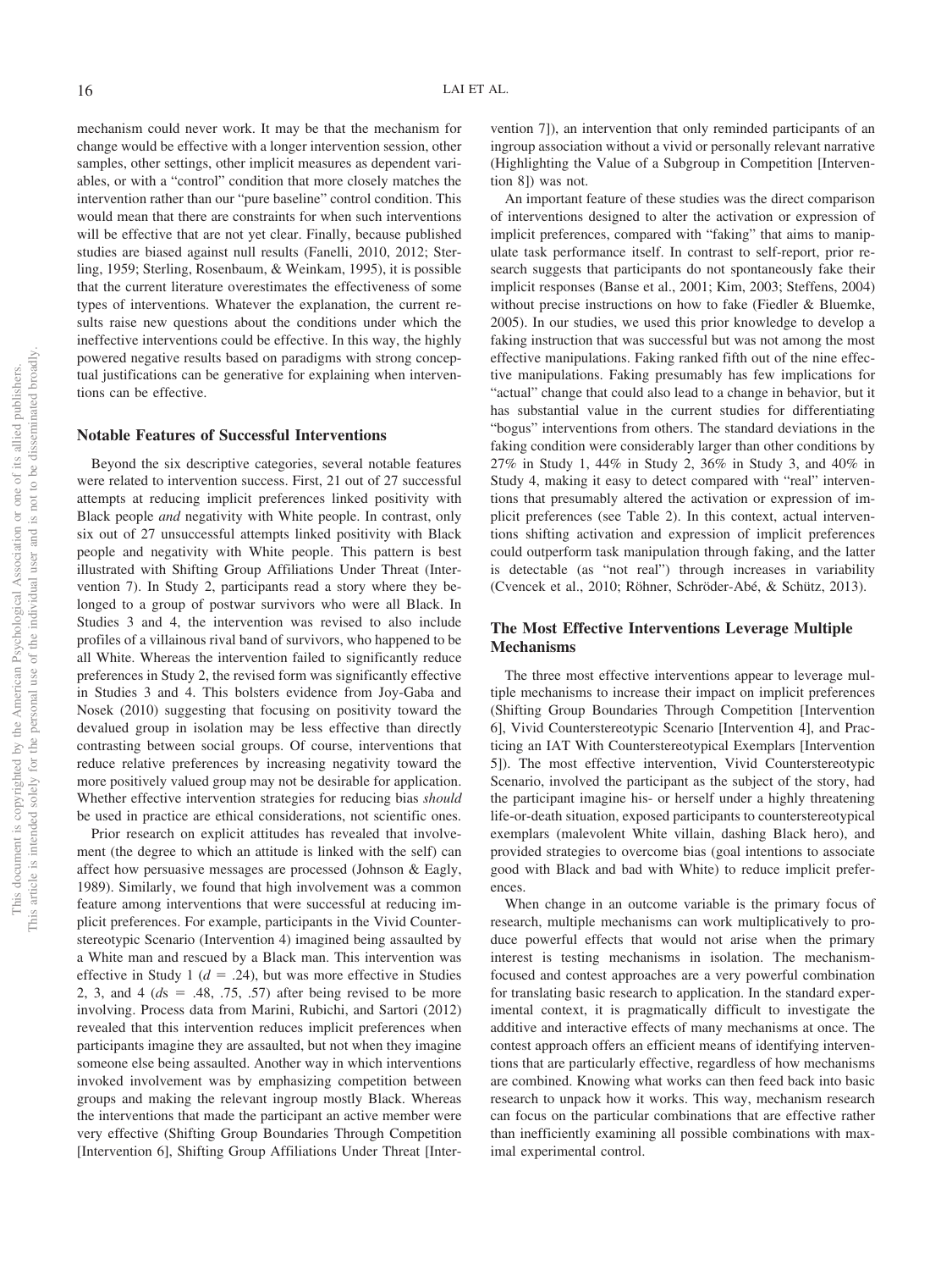mechanism could never work. It may be that the mechanism for change would be effective with a longer intervention session, other samples, other settings, other implicit measures as dependent variables, or with a "control" condition that more closely matches the intervention rather than our "pure baseline" control condition. This would mean that there are constraints for when such interventions will be effective that are not yet clear. Finally, because published studies are biased against null results (Fanelli, 2010, 2012; Sterling, 1959; Sterling, Rosenbaum, & Weinkam, 1995), it is possible that the current literature overestimates the effectiveness of some types of interventions. Whatever the explanation, the current results raise new questions about the conditions under which the ineffective interventions could be effective. In this way, the highly powered negative results based on paradigms with strong conceptual justifications can be generative for explaining when interventions can be effective.

### Notable Features of Successful Interventions

Beyond the six descriptive categories, several notable features were related to intervention success. First, 21 out of 27 successful attempts at reducing implicit preferences linked positivity with Black people *and* negativity with White people. In contrast, only six out of 27 unsuccessful attempts linked positivity with Black people and negativity with White people. This pattern is best illustrated with Shifting Group Affiliations Under Threat (Intervention 7). In Study 2, participants read a story where they belonged to a group of postwar survivors who were all Black. In Studies 3 and 4, the intervention was revised to also include profiles of a villainous rival band of survivors, who happened to be all White. Whereas the intervention failed to significantly reduce preferences in Study 2, the revised form was significantly effective in Studies 3 and 4. This bolsters evidence from Joy-Gaba and Nosek (2010) suggesting that focusing on positivity toward the devalued group in isolation may be less effective than directly contrasting between social groups. Of course, interventions that reduce relative preferences by increasing negativity toward the more positively valued group may not be desirable for application. Whether effective intervention strategies for reducing bias *should* be used in practice are ethical considerations, not scientific ones.

Prior research on explicit attitudes has revealed that involvement (the degree to which an attitude is linked with the self) can affect how persuasive messages are processed (Johnson & Eagly, 1989). Similarly, we found that high involvement was a common feature among interventions that were successful at reducing implicit preferences. For example, participants in the Vivid Counterstereotypic Scenario (Intervention 4) imagined being assaulted by a White man and rescued by a Black man. This intervention was effective in Study 1 ($d = .24$), but was more effective in Studies 2, 3, and 4 ($ds = .48, .75, .57$) after being revised to be more involving. Process data from Marini, Rubichi, and Sartori (2012) revealed that this intervention reduces implicit preferences when participants imagine they are assaulted, but not when they imagine someone else being assaulted. Another way in which interventions invoked involvement was by emphasizing competition between groups and making the relevant ingroup mostly Black. Whereas the interventions that made the participant an active member were very effective (Shifting Group Boundaries Through Competition [Intervention 6], Shifting Group Affiliations Under Threat [Intervention 7]), an intervention that only reminded participants of an ingroup association without a vivid or personally relevant narrative (Highlighting the Value of a Subgroup in Competition [Intervention 8]) was not.

An important feature of these studies was the direct comparison of interventions designed to alter the activation or expression of implicit preferences, compared with "faking" that aims to manipulate task performance itself. In contrast to self-report, prior research suggests that participants do not spontaneously fake their implicit responses (Banse et al., 2001; Kim, 2003; Steffens, 2004) without precise instructions on how to fake (Fiedler & Bluemke, 2005). In our studies, we used this prior knowledge to develop a faking instruction that was successful but was not among the most effective manipulations. Faking ranked fifth out of the nine effective manipulations. Faking presumably has few implications for "actual" change that could also lead to a change in behavior, but it has substantial value in the current studies for differentiating "bogus" interventions from others. The standard deviations in the faking condition were considerably larger than other conditions by 27% in Study 1, 44% in Study 2, 36% in Study 3, and 40% in Study 4, making it easy to detect compared with "real" interventions that presumably altered the activation or expression of implicit preferences (see Table 2). In this context, actual interventions shifting activation and expression of implicit preferences could outperform task manipulation through faking, and the latter is detectable (as "not real") through increases in variability (Cvencek et al., 2010; Röhner, Schröder-Abé, & Schütz, 2013).

### The Most Effective Interventions Leverage Multiple Mechanisms

The three most effective interventions appear to leverage multiple mechanisms to increase their impact on implicit preferences (Shifting Group Boundaries Through Competition [Intervention 6], Vivid Counterstereotypic Scenario [Intervention 4], and Practicing an IAT With Counterstereotypical Exemplars [Intervention 5]). The most effective intervention, Vivid Counterstereotypic Scenario, involved the participant as the subject of the story, had the participant imagine his- or herself under a highly threatening life-or-death situation, exposed participants to counterstereotypical exemplars (malevolent White villain, dashing Black hero), and provided strategies to overcome bias (goal intentions to associate good with Black and bad with White) to reduce implicit preferences.

When change in an outcome variable is the primary focus of research, multiple mechanisms can work multiplicatively to produce powerful effects that would not arise when the primary interest is testing mechanisms in isolation. The mechanism-focused and contest approaches are a very powerful combination for translating basic research to application. In the standard experimental context, it is pragmatically difficult to investigate the additive and interactive effects of many mechanisms at once. The contest approach offers an efficient means of identifying interventions that are particularly effective, regardless of how mechanisms are combined. Knowing what works can then feed back into basic research to unpack how it works. This way, mechanism research can focus on the particular combinations that are effective rather than inefficiently examining all possible combinations with maximal experimental control.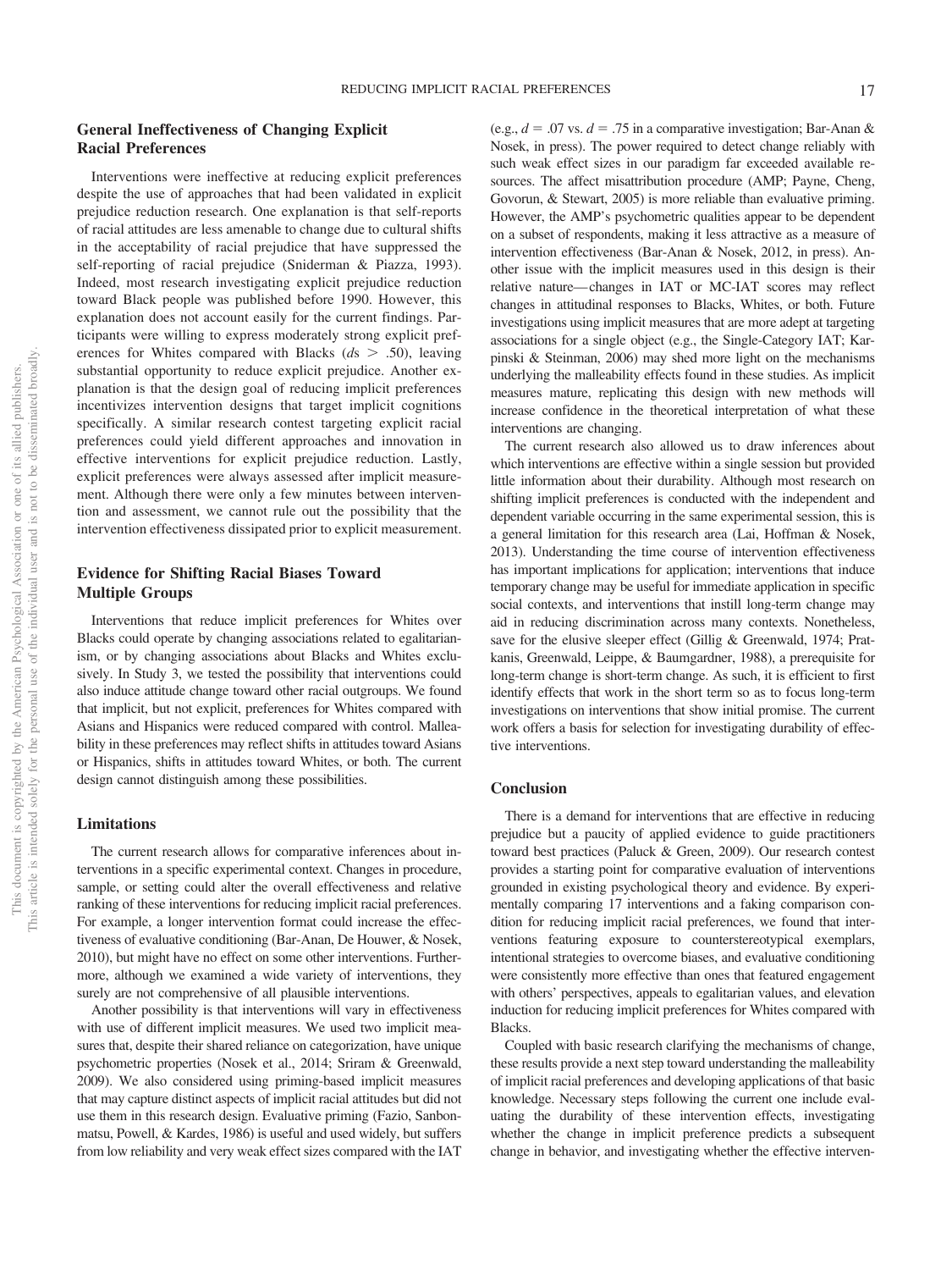## General Ineffectiveness of Changing Explicit Racial Preferences

Interventions were ineffective at reducing explicit preferences despite the use of approaches that had been validated in explicit prejudice reduction research. One explanation is that self-reports of racial attitudes are less amenable to change due to cultural shifts in the acceptability of racial prejudice that have suppressed the self-reporting of racial prejudice (Sniderman & Piazza, 1993). Indeed, most research investigating explicit prejudice reduction toward Black people was published before 1990. However, this explanation does not account easily for the current findings. Participants were willing to express moderately strong explicit preferences for Whites compared with Blacks ($d$s $>$ .50), leaving substantial opportunity to reduce explicit prejudice. Another explanation is that the design goal of reducing implicit preferences incentivizes intervention designs that target implicit cognitions specifically. A similar research contest targeting explicit racial preferences could yield different approaches and innovation in effective interventions for explicit prejudice reduction. Lastly, explicit preferences were always assessed after implicit measurement. Although there were only a few minutes between intervention and assessment, we cannot rule out the possibility that the intervention effectiveness dissipated prior to explicit measurement.

## Evidence for Shifting Racial Biases Toward Multiple Groups

Interventions that reduce implicit preferences for Whites over Blacks could operate by changing associations related to egalitarianism, or by changing associations about Blacks and Whites exclusively. In Study 3, we tested the possibility that interventions could also induce attitude change toward other racial outgroups. We found that implicit, but not explicit, preferences for Whites compared with Asians and Hispanics were reduced compared with control. Malleability in these preferences may reflect shifts in attitudes toward Asians or Hispanics, shifts in attitudes toward Whites, or both. The current design cannot distinguish among these possibilities.

## Limitations

The current research allows for comparative inferences about interventions in a specific experimental context. Changes in procedure, sample, or setting could alter the overall effectiveness and relative ranking of these interventions for reducing implicit racial preferences. For example, a longer intervention format could increase the effectiveness of evaluative conditioning (Bar-Anan, De Houwer, & Nosek, 2010), but might have no effect on some other interventions. Furthermore, although we examined a wide variety of interventions, they surely are not comprehensive of all plausible interventions.

Another possibility is that interventions will vary in effectiveness with use of different implicit measures. We used two implicit measures that, despite their shared reliance on categorization, have unique psychometric properties (Nosek et al., 2014; Sriram & Greenwald, 2009). We also considered using priming-based implicit measures that may capture distinct aspects of implicit racial attitudes but did not use them in this research design. Evaluative priming (Fazio, Sanbonmatsu, Powell, & Kardes, 1986) is useful and used widely, but suffers from low reliability and very weak effect sizes compared with the IAT (e.g., $d = .07$ vs. $d = .75$ in a comparative investigation; Bar-Anan & Nosek, in press). The power required to detect change reliably with such weak effect sizes in our paradigm far exceeded available resources. The affect misattribution procedure (AMP; Payne, Cheng, Govorun, & Stewart, 2005) is more reliable than evaluative priming. However, the AMP's psychometric qualities appear to be dependent on a subset of respondents, making it less attractive as a measure of intervention effectiveness (Bar-Anan & Nosek, 2012, in press). Another issue with the implicit measures used in this design is their relative nature—changes in IAT or MC-IAT scores may reflect changes in attitudinal responses to Blacks, Whites, or both. Future investigations using implicit measures that are more adept at targeting associations for a single object (e.g., the Single-Category IAT; Karpinski & Steinman, 2006) may shed more light on the mechanisms underlying the malleability effects found in these studies. As implicit measures mature, replicating this design with new methods will increase confidence in the theoretical interpretation of what these interventions are changing.

The current research also allowed us to draw inferences about which interventions are effective within a single session but provided little information about their durability. Although most research on shifting implicit preferences is conducted with the independent and dependent variable occurring in the same experimental session, this is a general limitation for this research area (Lai, Hoffman & Nosek, 2013). Understanding the time course of intervention effectiveness has important implications for application; interventions that induce temporary change may be useful for immediate application in specific social contexts, and interventions that instill long-term change may aid in reducing discrimination across many contexts. Nonetheless, save for the elusive sleeper effect (Gillig & Greenwald, 1974; Pratkanis, Greenwald, Leippe, & Baumgardner, 1988), a prerequisite for long-term change is short-term change. As such, it is efficient to first identify effects that work in the short term so as to focus long-term investigations on interventions that show initial promise. The current work offers a basis for selection for investigating durability of effective interventions.

## Conclusion

There is a demand for interventions that are effective in reducing prejudice but a paucity of applied evidence to guide practitioners toward best practices (Paluck & Green, 2009). Our research contest provides a starting point for comparative evaluation of interventions grounded in existing psychological theory and evidence. By experimentally comparing 17 interventions and a faking comparison condition for reducing implicit racial preferences, we found that interventions featuring exposure to counterstereotypical exemplars, intentional strategies to overcome biases, and evaluative conditioning were consistently more effective than ones that featured engagement with others' perspectives, appeals to egalitarian values, and elevation induction for reducing implicit preferences for Whites compared with Blacks.

Coupled with basic research clarifying the mechanisms of change, these results provide a next step toward understanding the malleability of implicit racial preferences and developing applications of that basic knowledge. Necessary steps following the current one include evaluating the durability of these intervention effects, investigating whether the change in implicit preference predicts a subsequent change in behavior, and investigating whether the effective interven-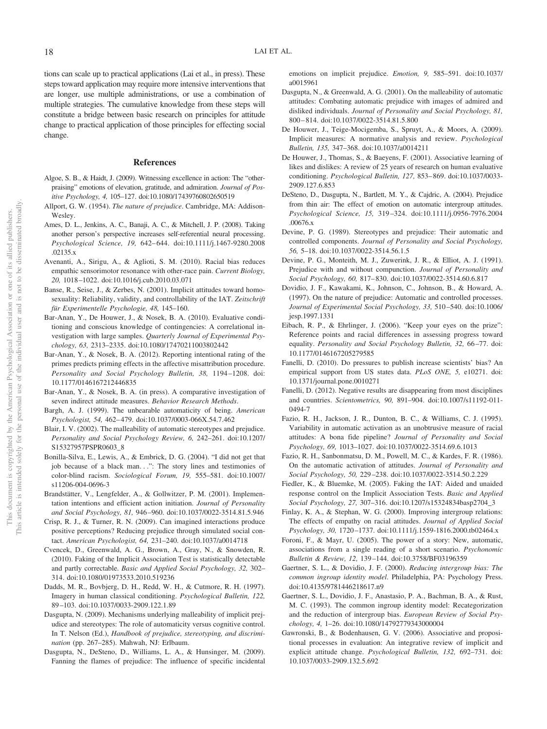tions can scale up to practical applications (Lai et al., in press). These steps toward application may require more intensive interventions that are longer, use multiple administrations, or use a combination of multiple strategies. The cumulative knowledge from these steps will constitute a bridge between basic research on principles for attitude change to practical application of those principles for effecting social change.

## References

Algoe, S. B., & Haidt, J. (2009). Witnessing excellence in action: The "other-praising" emotions of elevation, gratitude, and admiration. *Journal of Positive Psychology, 4,* 105–127. doi:10.1080/17439760802650519

Allport, G. W. (1954). *The nature of prejudice*. Cambridge, MA: Addison-Wesley.

Ames, D. L., Jenkins, A. C., Banaji, A. C., & Mitchell, J. P. (2008). Taking another person's perspective increases self-referential neural processing. *Psychological Science, 19,* 642–644. doi:10.1111/j.1467-9280.2008.02135.x

Avenanti, A., Sirigu, A., & Aglioti, S. M. (2010). Racial bias reduces empathic sensorimotor resonance with other-race pain. *Current Biology, 20,* 1018–1022. doi:10.1016/j.cub.2010.03.071

Banse, R., Seise, J., & Zerbes, N. (2001). Implicit attitudes toward homosexuality: Reliability, validity, and controllability of the IAT. *Zeitschrift für Experimentelle Psychologie, 48,* 145–160.

Bar-Anan, Y., De Houwer, J., & Nosek, B. A. (2010). Evaluative conditioning and conscious knowledge of contingencies: A correlational investigation with large samples. *Quarterly Journal of Experimental Psychology, 63,* 2313–2335. doi:10.1080/17470211003802442

Bar-Anan, Y., & Nosek, B. A. (2012). Reporting intentional rating of the primes predicts priming effects in the affective misattribution procedure. *Personality and Social Psychology Bulletin, 38,* 1194–1208. doi:10.1177/0146167212446835

Bar-Anan, Y., & Nosek, B. A. (in press). A comparative investigation of seven indirect attitude measures. *Behavior Research Methods*.

Bargh, A. J. (1999). The unbearable automaticity of being. *American Psychologist, 54,* 462–479. doi:10.1037/0003-066X.54.7.462

Blair, I. V. (2002). The malleability of automatic stereotypes and prejudice. *Personality and Social Psychology Review, 6,* 242–261. doi:10.1207/S15327957PSPR0603_8

Bonilla-Silva, E., Lewis, A., & Embrick, D. G. (2004). "I did not get that job because of a black man. . .": The story lines and testimonies of color-blind racism. *Sociological Forum, 19,* 555–581. doi:10.1007/s11206-004-0696-3

Brandstätter, V., Lengfelder, A., & Gollwitzer, P. M. (2001). Implementation intentions and efficient action initiation. *Journal of Personality and Social Psychology, 81,* 946–960. doi:10.1037/0022-3514.81.5.946

Crisp, R. J., & Turner, R. N. (2009). Can imagined interactions produce positive perceptions? Reducing prejudice through simulated social contact. *American Psychologist, 64,* 231–240. doi:10.1037/a0014718

Cvencek, D., Greenwald, A. G., Brown, A., Gray, N., & Snowden, R. (2010). Faking of the Implicit Association Test is statistically detectable and partly correctable. *Basic and Applied Social Psychology, 32,* 302–314. doi:10.1080/01973533.2010.519236

Dadds, M. R., Bovbjerg, D. H., Redd, W. H., & Cutmore, R. H. (1997). Imagery in human classical conditioning. *Psychological Bulletin, 122,* 89–103. doi:10.1037/0033-2909.122.1.89

Dasgupta, N. (2009). Mechanisms underlying malleability of implicit prejudice and stereotypes: The role of automaticity versus cognitive control. In T. Nelson (Ed.), *Handbook of prejudice, stereotyping, and discrimination* (pp. 267–285). Mahwah, NJ: Erlbaum.

Dasgupta, N., DeSteno, D., Williams, L. A., & Hunsinger, M. (2009). Fanning the flames of prejudice: The influence of specific incidental emotions on implicit prejudice. *Emotion, 9,* 585–591. doi:10.1037/a0015961

Dasgupta, N., & Greenwald, A. G. (2001). On the malleability of automatic attitudes: Combating automatic prejudice with images of admired and disliked individuals. *Journal of Personality and Social Psychology, 81,* 800–814. doi:10.1037/0022-3514.81.5.800

De Houwer, J., Teige-Mocigemba, S., Spruyt, A., & Moors, A. (2009). Implicit measures: A normative analysis and review. *Psychological Bulletin, 135,* 347–368. doi:10.1037/a0014211

De Houwer, J., Thomas, S., & Baeyens, F. (2001). Associative learning of likes and dislikes: A review of 25 years of research on human evaluative conditioning. *Psychological Bulletin, 127,* 853–869. doi:10.1037/0033-2909.127.6.853

DeSteno, D., Dasgupta, N., Bartlett, M. Y., & Cajdric, A. (2004). Prejudice from thin air: The effect of emotion on automatic intergroup attitudes. *Psychological Science, 15,* 319–324. doi:10.1111/j.0956-7976.2004.00676.x

Devine, P. G. (1989). Stereotypes and prejudice: Their automatic and controlled components. *Journal of Personality and Social Psychology, 56,* 5–18. doi:10.1037/0022-3514.56.1.5

Devine, P. G., Monteith, M. J., Zuwerink, J. R., & Elliot, A. J. (1991). Prejudice with and without compunction. *Journal of Personality and Social Psychology, 60,* 817–830. doi:10.1037/0022-3514.60.6.817

Dovidio, J. F., Kawakami, K., Johnson, C., Johnson, B., & Howard, A. (1997). On the nature of prejudice: Automatic and controlled processes. *Journal of Experimental Social Psychology, 33,* 510–540. doi:10.1006/jesp.1997.1331

Eibach, R. P., & Ehrlinger, J. (2006). "Keep your eyes on the prize": Reference points and racial differences in assessing progress toward equality. *Personality and Social Psychology Bulletin, 32,* 66–77. doi:10.1177/0146167205279585

Fanelli, D. (2010). Do pressures to publish increase scientists' bias? An empirical support from US states data. *PLoS ONE, 5,* e10271. doi:10.1371/journal.pone.0010271

Fanelli, D. (2012). Negative results are disappearing from most disciplines and countries. *Scientometrics, 90,* 891–904. doi:10.1007/s11192-011-0494-7

Fazio, R. H., Jackson, J. R., Dunton, B. C., & Williams, C. J. (1995). Variability in automatic activation as an unobtrusive measure of racial attitudes: A bona fide pipeline? *Journal of Personality and Social Psychology, 69,* 1013–1027. doi:10.1037/0022-3514.69.6.1013

Fazio, R. H., Sanbonmatsu, D. M., Powell, M. C., & Kardes, F. R. (1986). On the automatic activation of attitudes. *Journal of Personality and Social Psychology, 50,* 229–238. doi:10.1037/0022-3514.50.2.229

Fiedler, K., & Bluemke, M. (2005). Faking the IAT: Aided and unaided response control on the Implicit Association Tests. *Basic and Applied Social Psychology, 27,* 307–316. doi:10.1207/s15324834basp2704_3

Finlay, K. A., & Stephan, W. G. (2000). Improving intergroup relations: The effects of empathy on racial attitudes. *Journal of Applied Social Psychology, 30,* 1720–1737. doi:10.1111/j.1559-1816.2000.tb02464.x

Foroni, F., & Mayr, U. (2005). The power of a story: New, automatic, associations from a single reading of a short scenario. *Psychonomic Bulletin & Review, 12,* 139–144. doi:10.3758/BF03196359

Gaertner, S. L., & Dovidio, J. F. (2000). *Reducing intergroup bias: The common ingroup identity model*. Philadelphia, PA: Psychology Press. doi:10.4135/9781446218617.n9

Gaertner, S. L., Dovidio, J. F., Anastasio, P. A., Bachman, B. A., & Rust, M. C. (1993). The common ingroup identity model: Recategorization and the reduction of intergroup bias. *European Review of Social Psychology, 4,* 1–26. doi:10.1080/14792779343000004

Gawronski, B., & Bodenhausen, G. V. (2006). Associative and propositional processes in evaluation: An integrative review of implicit and explicit attitude change. *Psychological Bulletin, 132,* 692–731. doi:10.1037/0033-2909.132.5.692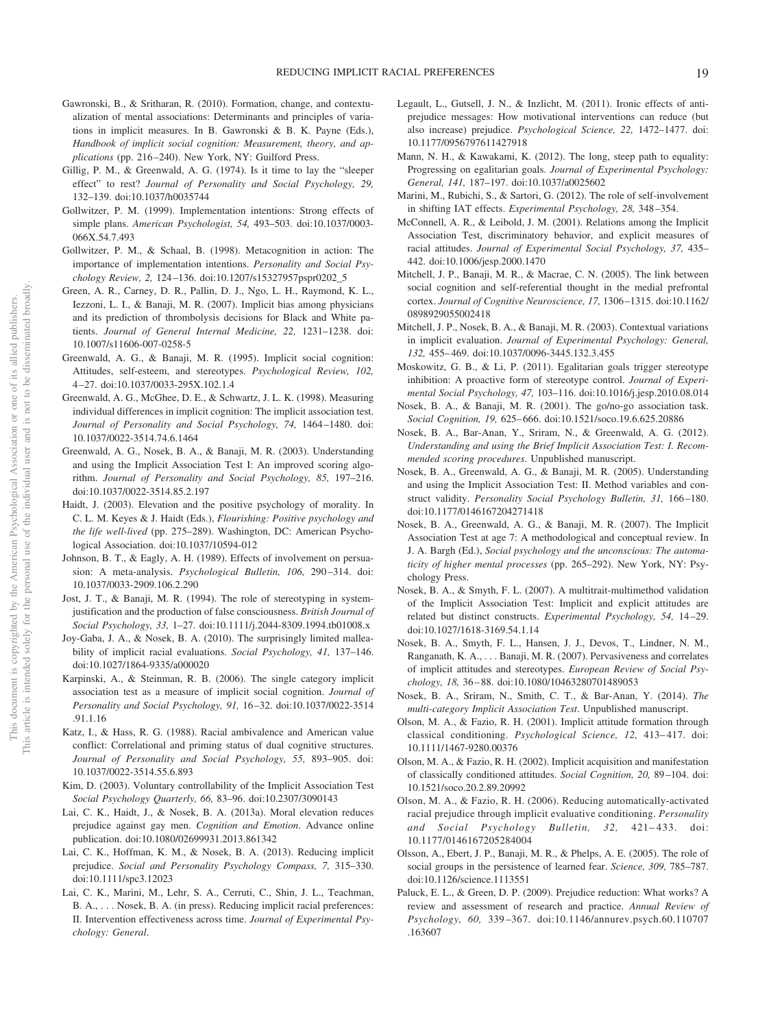Gawronski, B., & Sritharan, R. (2010). Formation, change, and contextualization of mental associations: Determinants and principles of variations in implicit measures. In B. Gawronski & B. K. Payne (Eds.), *Handbook of implicit social cognition: Measurement, theory, and applications* (pp. 216–240). New York, NY: Guilford Press.

Gillig, P. M., & Greenwald, A. G. (1974). Is it time to lay the "sleeper effect" to rest? *Journal of Personality and Social Psychology, 29,* 132–139. doi:10.1037/h0035744

Gollwitzer, P. M. (1999). Implementation intentions: Strong effects of simple plans. *American Psychologist, 54,* 493–503. doi:10.1037/0003-066X.54.7.493

Gollwitzer, P. M., & Schaal, B. (1998). Metacognition in action: The importance of implementation intentions. *Personality and Social Psychology Review, 2,* 124–136. doi:10.1207/s15327957pspr0202_5

Green, A. R., Carney, D. R., Pallin, D. J., Ngo, L. H., Raymond, K. L., Iezzoni, L. I., & Banaji, M. R. (2007). Implicit bias among physicians and its prediction of thrombolysis decisions for Black and White patients. *Journal of General Internal Medicine, 22,* 1231–1238. doi:10.1007/s11606-007-0258-5

Greenwald, A. G., & Banaji, M. R. (1995). Implicit social cognition: Attitudes, self-esteem, and stereotypes. *Psychological Review, 102,* 4–27. doi:10.1037/0033-295X.102.1.4

Greenwald, A. G., McGhee, D. E., & Schwartz, J. L. K. (1998). Measuring individual differences in implicit cognition: The implicit association test. *Journal of Personality and Social Psychology, 74,* 1464–1480. doi:10.1037/0022-3514.74.6.1464

Greenwald, A. G., Nosek, B. A., & Banaji, M. R. (2003). Understanding and using the Implicit Association Test I: An improved scoring algorithm. *Journal of Personality and Social Psychology, 85,* 197–216. doi:10.1037/0022-3514.85.2.197

Haidt, J. (2003). Elevation and the positive psychology of morality. In C. L. M. Keyes & J. Haidt (Eds.), *Flourishing: Positive psychology and the life well-lived* (pp. 275–289). Washington, DC: American Psychological Association. doi:10.1037/10594-012

Johnson, B. T., & Eagly, A. H. (1989). Effects of involvement on persuasion: A meta-analysis. *Psychological Bulletin, 106,* 290–314. doi:10.1037/0033-2909.106.2.290

Jost, J. T., & Banaji, M. R. (1994). The role of stereotyping in system-justification and the production of false consciousness. *British Journal of Social Psychology, 33,* 1–27. doi:10.1111/j.2044-8309.1994.tb01008.x

Joy-Gaba, J. A., & Nosek, B. A. (2010). The surprisingly limited malleability of implicit racial evaluations. *Social Psychology, 41,* 137–146. doi:10.1027/1864-9335/a000020

Karpinski, A., & Steinman, R. B. (2006). The single category implicit association test as a measure of implicit social cognition. *Journal of Personality and Social Psychology, 91,* 16–32. doi:10.1037/0022-3514.91.1.16

Katz, I., & Hass, R. G. (1988). Racial ambivalence and American value conflict: Correlational and priming status of dual cognitive structures. *Journal of Personality and Social Psychology, 55,* 893–905. doi:10.1037/0022-3514.55.6.893

Kim, D. (2003). Voluntary controllability of the Implicit Association Test *Social Psychology Quarterly, 66,* 83–96. doi:10.2307/3090143

Lai, C. K., Haidt, J., & Nosek, B. A. (2013a). Moral elevation reduces prejudice against gay men. *Cognition and Emotion*. Advance online publication. doi:10.1080/02699931.2013.861342

Lai, C. K., Hoffman, K. M., & Nosek, B. A. (2013). Reducing implicit prejudice. *Social and Personality Psychology Compass, 7,* 315–330. doi:10.1111/spc3.12023

Lai, C. K., Marini, M., Lehr, S. A., Cerruti, C., Shin, J. L., Teachman, B. A., . . . Nosek, B. A. (in press). Reducing implicit racial preferences: II. Intervention effectiveness across time. *Journal of Experimental Psychology: General*.

Legault, L., Gutsell, J. N., & Inzlicht, M. (2011). Ironic effects of antiprejudice messages: How motivational interventions can reduce (but also increase) prejudice. *Psychological Science, 22,* 1472–1477. doi:10.1177/0956797611427918

Mann, N. H., & Kawakami, K. (2012). The long, steep path to equality: Progressing on egalitarian goals. *Journal of Experimental Psychology: General, 141,* 187–197. doi:10.1037/a0025602

Marini, M., Rubichi, S., & Sartori, G. (2012). The role of self-involvement in shifting IAT effects. *Experimental Psychology, 28,* 348–354.

McConnell, A. R., & Leibold, J. M. (2001). Relations among the Implicit Association Test, discriminatory behavior, and explicit measures of racial attitudes. *Journal of Experimental Social Psychology, 37,* 435–442. doi:10.1006/jesp.2000.1470

Mitchell, J. P., Banaji, M. R., & Macrae, C. N. (2005). The link between social cognition and self-referential thought in the medial prefrontal cortex. *Journal of Cognitive Neuroscience, 17,* 1306–1315. doi:10.1162/0898929055002418

Mitchell, J. P., Nosek, B. A., & Banaji, M. R. (2003). Contextual variations in implicit evaluation. *Journal of Experimental Psychology: General, 132,* 455–469. doi:10.1037/0096-3445.132.3.455

Moskowitz, G. B., & Li, P. (2011). Egalitarian goals trigger stereotype inhibition: A proactive form of stereotype control. *Journal of Experimental Social Psychology, 47,* 103–116. doi:10.1016/j.jesp.2010.08.014

Nosek, B. A., & Banaji, M. R. (2001). The go/no-go association task. *Social Cognition, 19,* 625–666. doi:10.1521/soco.19.6.625.20886

Nosek, B. A., Bar-Anan, Y., Sriram, N., & Greenwald, A. G. (2012). *Understanding and using the Brief Implicit Association Test: I. Recommended scoring procedures*. Unpublished manuscript.

Nosek, B. A., Greenwald, A. G., & Banaji, M. R. (2005). Understanding and using the Implicit Association Test: II. Method variables and construct validity. *Personality Social Psychology Bulletin, 31,* 166–180. doi:10.1177/0146167204271418

Nosek, B. A., Greenwald, A. G., & Banaji, M. R. (2007). The Implicit Association Test at age 7: A methodological and conceptual review. In J. A. Bargh (Ed.), *Social psychology and the unconscious: The automaticity of higher mental processes* (pp. 265–292). New York, NY: Psychology Press.

Nosek, B. A., & Smyth, F. L. (2007). A multitrait-multimethod validation of the Implicit Association Test: Implicit and explicit attitudes are related but distinct constructs. *Experimental Psychology, 54,* 14–29. doi:10.1027/1618-3169.54.1.14

Nosek, B. A., Smyth, F. L., Hansen, J. J., Devos, T., Lindner, N. M., Ranganath, K. A., . . . Banaji, M. R. (2007). Pervasiveness and correlates of implicit attitudes and stereotypes. *European Review of Social Psychology, 18,* 36–88. doi:10.1080/10463280701489053

Nosek, B. A., Sriram, N., Smith, C. T., & Bar-Anan, Y. (2014). *The multi-category Implicit Association Test*. Unpublished manuscript.

Olson, M. A., & Fazio, R. H. (2001). Implicit attitude formation through classical conditioning. *Psychological Science, 12,* 413–417. doi:10.1111/1467-9280.00376

Olson, M. A., & Fazio, R. H. (2002). Implicit acquisition and manifestation of classically conditioned attitudes. *Social Cognition, 20,* 89–104. doi:10.1521/soco.20.2.89.20992

Olson, M. A., & Fazio, R. H. (2006). Reducing automatically-activated racial prejudice through implicit evaluative conditioning. *Personality and Social Psychology Bulletin, 32,* 421–433. doi:10.1177/0146167205284004

Olsson, A., Ebert, J. P., Banaji, M. R., & Phelps, A. E. (2005). The role of social groups in the persistence of learned fear. *Science, 309,* 785–787. doi:10.1126/science.1113551

Paluck, E. L., & Green, D. P. (2009). Prejudice reduction: What works? A review and assessment of research and practice. *Annual Review of Psychology, 60,* 339–367. doi:10.1146/annurev.psych.60.110707.163607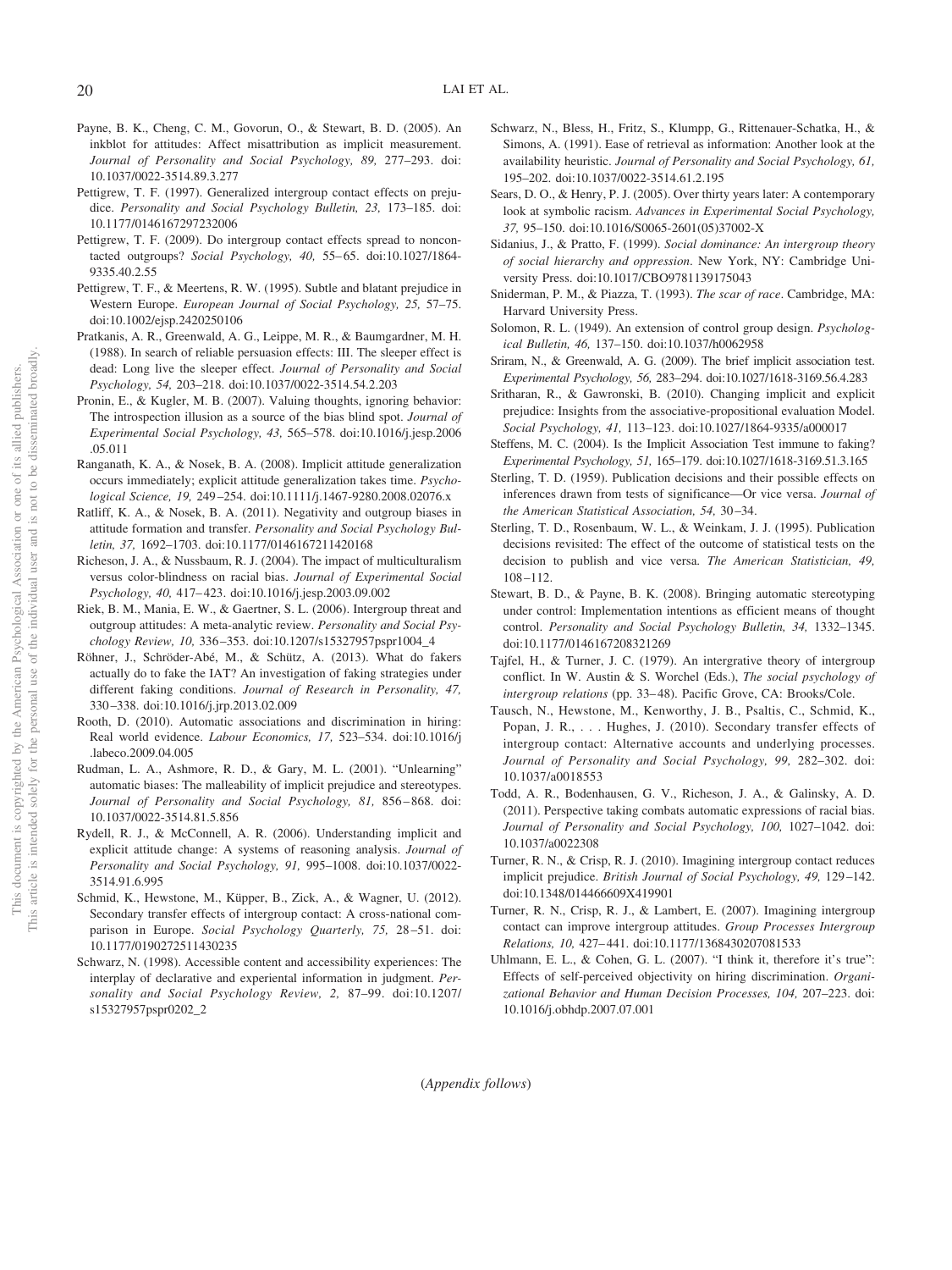Payne, B. K., Cheng, C. M., Govorun, O., & Stewart, B. D. (2005). An inkblot for attitudes: Affect misattribution as implicit measurement. *Journal of Personality and Social Psychology, 89,* 277–293. doi:10.1037/0022-3514.89.3.277

Pettigrew, T. F. (1997). Generalized intergroup contact effects on prejudice. *Personality and Social Psychology Bulletin, 23,* 173–185. doi:10.1177/0146167297232006

Pettigrew, T. F. (2009). Do intergroup contact effects spread to noncontacted outgroups? *Social Psychology, 40,* 55–65. doi:10.1027/1864-9335.40.2.55

Pettigrew, T. F., & Meertens, R. W. (1995). Subtle and blatant prejudice in Western Europe. *European Journal of Social Psychology, 25,* 57–75. doi:10.1002/ejsp.2420250106

Pratkanis, A. R., Greenwald, A. G., Leippe, M. R., & Baumgardner, M. H. (1988). In search of reliable persuasion effects: III. The sleeper effect is dead: Long live the sleeper effect. *Journal of Personality and Social Psychology, 54,* 203–218. doi:10.1037/0022-3514.54.2.203

Pronin, E., & Kugler, M. B. (2007). Valuing thoughts, ignoring behavior: The introspection illusion as a source of the bias blind spot. *Journal of Experimental Social Psychology, 43,* 565–578. doi:10.1016/j.jesp.2006.05.011

Ranganath, K. A., & Nosek, B. A. (2008). Implicit attitude generalization occurs immediately; explicit attitude generalization takes time. *Psychological Science, 19,* 249–254. doi:10.1111/j.1467-9280.2008.02076.x

Ratliff, K. A., & Nosek, B. A. (2011). Negativity and outgroup biases in attitude formation and transfer. *Personality and Social Psychology Bulletin, 37,* 1692–1703. doi:10.1177/0146167211420168

Richeson, J. A., & Nussbaum, R. J. (2004). The impact of multiculturalism versus color-blindness on racial bias. *Journal of Experimental Social Psychology, 40,* 417–423. doi:10.1016/j.jesp.2003.09.002

Riek, B. M., Mania, E. W., & Gaertner, S. L. (2006). Intergroup threat and outgroup attitudes: A meta-analytic review. *Personality and Social Psychology Review, 10,* 336–353. doi:10.1207/s15327957pspr1004_4

Röhner, J., Schröder-Abé, M., & Schütz, A. (2013). What do fakers actually do to fake the IAT? An investigation of faking strategies under different faking conditions. *Journal of Research in Personality, 47,* 330–338. doi:10.1016/j.jrp.2013.02.009

Rooth, D. (2010). Automatic associations and discrimination in hiring: Real world evidence. *Labour Economics, 17,* 523–534. doi:10.1016/j.labeco.2009.04.005

Rudman, L. A., Ashmore, R. D., & Gary, M. L. (2001). "Unlearning" automatic biases: The malleability of implicit prejudice and stereotypes. *Journal of Personality and Social Psychology, 81,* 856–868. doi:10.1037/0022-3514.81.5.856

Rydell, R. J., & McConnell, A. R. (2006). Understanding implicit and explicit attitude change: A systems of reasoning analysis. *Journal of Personality and Social Psychology, 91,* 995–1008. doi:10.1037/0022-3514.91.6.995

Schmid, K., Hewstone, M., Küpper, B., Zick, A., & Wagner, U. (2012). Secondary transfer effects of intergroup contact: A cross-national comparison in Europe. *Social Psychology Quarterly, 75,* 28–51. doi:10.1177/0190272511430235

Schwarz, N. (1998). Accessible content and accessibility experiences: The interplay of declarative and experiential information in judgment. *Personality and Social Psychology Review, 2,* 87–99. doi:10.1207/s15327957pspr0202_2

Schwarz, N., Bless, H., Fritz, S., Klumpp, G., Rittenauer-Schatka, H., & Simons, A. (1991). Ease of retrieval as information: Another look at the availability heuristic. *Journal of Personality and Social Psychology, 61,* 195–202. doi:10.1037/0022-3514.61.2.195

Sears, D. O., & Henry, P. J. (2005). Over thirty years later: A contemporary look at symbolic racism. *Advances in Experimental Social Psychology, 37,* 95–150. doi:10.1016/S0065-2601(05)37002-X

Sidanius, J., & Pratto, F. (1999). *Social dominance: An intergroup theory of social hierarchy and oppression*. New York, NY: Cambridge University Press. doi:10.1017/CBO9781139175043

Sniderman, P. M., & Piazza, T. (1993). *The scar of race*. Cambridge, MA: Harvard University Press.

Solomon, R. L. (1949). An extension of control group design. *Psychological Bulletin, 46,* 137–150. doi:10.1037/h0062958

Sriram, N., & Greenwald, A. G. (2009). The brief implicit association test. *Experimental Psychology, 56,* 283–294. doi:10.1027/1618-3169.56.4.283

Sritharan, R., & Gawronski, B. (2010). Changing implicit and explicit prejudice: Insights from the associative-propositional evaluation Model. *Social Psychology, 41,* 113–123. doi:10.1027/1864-9335/a000017

Steffens, M. C. (2004). Is the Implicit Association Test immune to faking? *Experimental Psychology, 51,* 165–179. doi:10.1027/1618-3169.51.3.165

Sterling, T. D. (1959). Publication decisions and their possible effects on inferences drawn from tests of significance—Or vice versa. *Journal of the American Statistical Association, 54,* 30–34.

Sterling, T. D., Rosenbaum, W. L., & Weinkam, J. J. (1995). Publication decisions revisited: The effect of the outcome of statistical tests on the decision to publish and vice versa. *The American Statistician, 49,* 108–112.

Stewart, B. D., & Payne, B. K. (2008). Bringing automatic stereotyping under control: Implementation intentions as efficient means of thought control. *Personality and Social Psychology Bulletin, 34,* 1332–1345. doi:10.1177/0146167208321269

Tajfel, H., & Turner, J. C. (1979). An intergrative theory of intergroup conflict. In W. Austin & S. Worchel (Eds.), *The social psychology of intergroup relations* (pp. 33–48). Pacific Grove, CA: Brooks/Cole.

Tausch, N., Hewstone, M., Kenworthy, J. B., Psaltis, C., Schmid, K., Popan, J. R., . . . Hughes, J. (2010). Secondary transfer effects of intergroup contact: Alternative accounts and underlying processes. *Journal of Personality and Social Psychology, 99,* 282–302. doi:10.1037/a0018553

Todd, A. R., Bodenhausen, G. V., Richeson, J. A., & Galinsky, A. D. (2011). Perspective taking combats automatic expressions of racial bias. *Journal of Personality and Social Psychology, 100,* 1027–1042. doi:10.1037/a0022308

Turner, R. N., & Crisp, R. J. (2010). Imagining intergroup contact reduces implicit prejudice. *British Journal of Social Psychology, 49,* 129–142. doi:10.1348/014466609X419901

Turner, R. N., Crisp, R. J., & Lambert, E. (2007). Imagining intergroup contact can improve intergroup attitudes. *Group Processes Intergroup Relations, 10,* 427–441. doi:10.1177/1368430207081533

Uhlmann, E. L., & Cohen, G. L. (2007). "I think it, therefore it's true": Effects of self-perceived objectivity on hiring discrimination. *Organizational Behavior and Human Decision Processes, 104,* 207–223. doi:10.1016/j.obhdp.2007.07.001

(*Appendix follows*)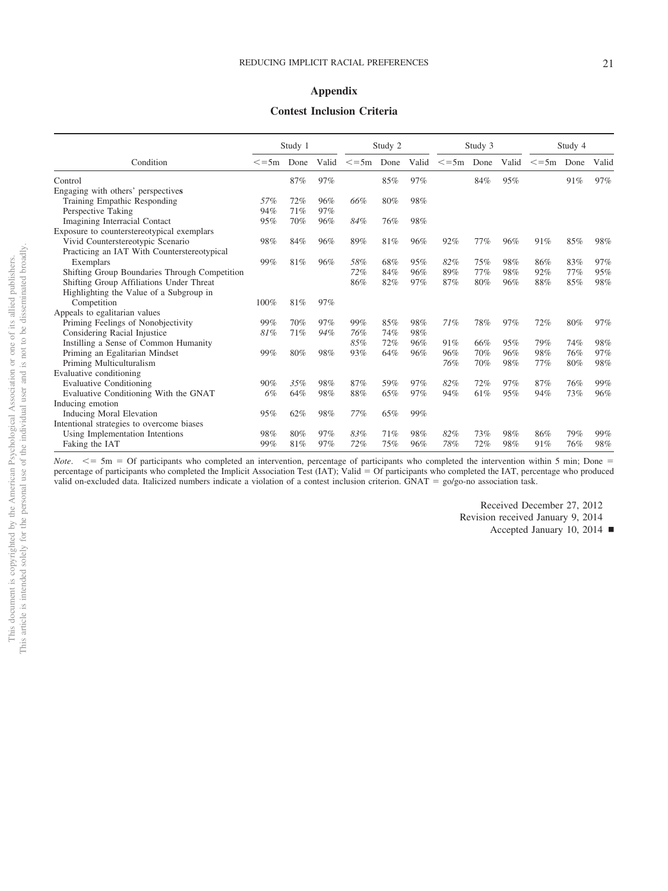## Appendix

### Contest Inclusion Criteria

| Condition | Study 1 | | | Study 2 | | | Study 3 | | | Study 4 | | |
|---|---|---|---|---|---|---|---|---|---|---|---|---|
| | <=5m | Done | Valid | <=5m | Done | Valid | <=5m | Done | Valid | <=5m | Done | Valid |
| Control | | 87% | 97% | | 85% | 97% | | 84% | 95% | | 91% | 97% |
| Engaging with others' perspectives | | | | | | | | | | | | |
| Training Empathic Responding | *57%* | 72% | 96% | *66%* | 80% | 98% | | | | | | |
| Perspective Taking | 94% | 71% | 97% | | | | | | | | | |
| Imagining Interracial Contact | 95% | 70% | 96% | *84%* | 76% | 98% | | | | | | |
| Exposure to counterstereotypical exemplars | | | | | | | | | | | | |
| Vivid Counterstereotypic Scenario | 98% | 84% | 96% | 89% | 81% | 96% | 92% | 77% | 96% | 91% | 85% | 98% |
| Practicing an IAT With Counterstereotypical Exemplars | 99% | 81% | 96% | *58%* | 68% | 95% | *82%* | 75% | 98% | 86% | 83% | 97% |
| Shifting Group Boundaries Through Competition | | | | *72%* | 84% | 96% | 89% | 77% | 98% | 92% | 77% | 95% |
| Shifting Group Affiliations Under Threat | | | | 86% | 82% | 97% | 87% | 80% | 96% | 88% | 85% | 98% |
| Highlighting the Value of a Subgroup in Competition | 100% | 81% | 97% | | | | | | | | | |
| Appeals to egalitarian values | | | | | | | | | | | | |
| Priming Feelings of Nonobjectivity | 99% | 70% | 97% | 99% | 85% | 98% | *71%* | 78% | 97% | 72% | 80% | 97% |
| Considering Racial Injustice | *81%* | 71% | *94%* | *76%* | 74% | 98% | | | | | | |
| Instilling a Sense of Common Humanity | | | | *85%* | 72% | 96% | 91% | 66% | 95% | 79% | 74% | 98% |
| Priming an Egalitarian Mindset | 99% | 80% | 98% | 93% | 64% | 96% | 96% | 70% | 96% | 98% | 76% | 97% |
| Priming Multiculturalism | | | | | | | *76%* | 70% | 98% | 77% | 80% | 98% |
| Evaluative conditioning | | | | | | | | | | | | |
| Evaluative Conditioning | 90% | *35%* | 98% | 87% | 59% | 97% | *82%* | 72% | 97% | 87% | 76% | 99% |
| Evaluative Conditioning With the GNAT | *6%* | 64% | 98% | 88% | 65% | 97% | 94% | 61% | 95% | 94% | 73% | 96% |
| Inducing emotion | | | | | | | | | | | | |
| Inducing Moral Elevation | 95% | 62% | 98% | *77%* | 65% | 99% | | | | | | |
| Intentional strategies to overcome biases | | | | | | | | | | | | |
| Using Implementation Intentions | 98% | 80% | 97% | *83%* | 71% | 98% | *82%* | 73% | 98% | 86% | 79% | 99% |
| Faking the IAT | 99% | 81% | 97% | *72%* | 75% | 96% | *78%* | 72% | 98% | 91% | 76% | 98% |

*Note*. <= 5m = Of participants who completed an intervention, percentage of participants who completed the intervention within 5 min; Done = percentage of participants who completed the Implicit Association Test (IAT); Valid = Of participants who completed the IAT, percentage who produced valid on-excluded data. Italicized numbers indicate a violation of a contest inclusion criterion. GNAT = go/go-no association task.

Received December 27, 2012
Revision received January 9, 2014
Accepted January 10, 2014 ■